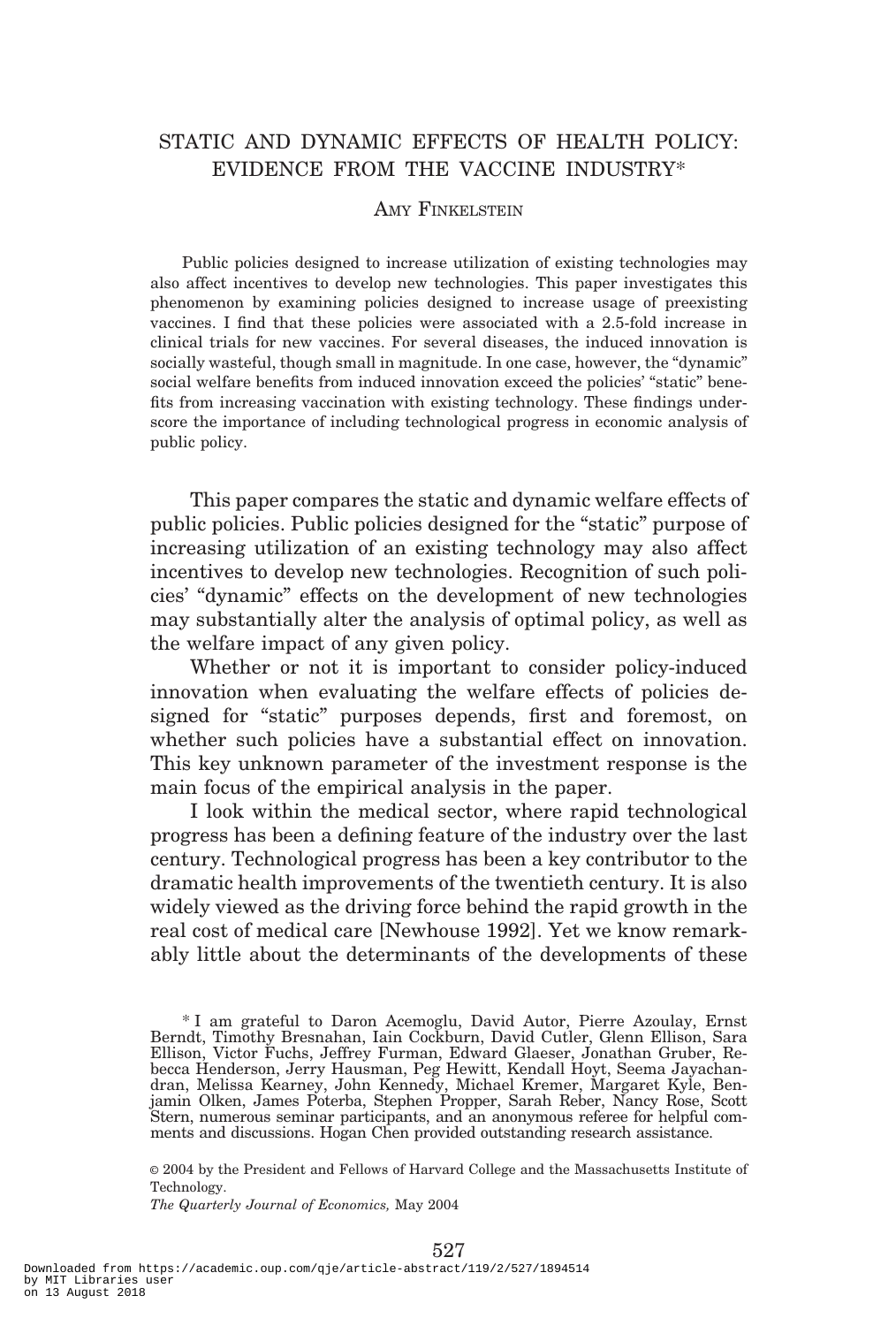# STATIC AND DYNAMIC EFFECTS OF HEALTH POLICY: EVIDENCE FROM THE VACCINE INDUSTRY*

AMY FINKELSTEIN

Public policies designed to increase utilization of existing technologies may also affect incentives to develop new technologies. This paper investigates this phenomenon by examining policies designed to increase usage of preexisting vaccines. I find that these policies were associated with a 2.5-fold increase in clinical trials for new vaccines. For several diseases, the induced innovation is socially wasteful, though small in magnitude. In one case, however, the "dynamic" social welfare benefits from induced innovation exceed the policies' "static" benefits from increasing vaccination with existing technology. These findings underscore the importance of including technological progress in economic analysis of public policy.

This paper compares the static and dynamic welfare effects of public policies. Public policies designed for the "static" purpose of increasing utilization of an existing technology may also affect incentives to develop new technologies. Recognition of such policies' "dynamic" effects on the development of new technologies may substantially alter the analysis of optimal policy, as well as the welfare impact of any given policy.

Whether or not it is important to consider policy-induced innovation when evaluating the welfare effects of policies designed for "static" purposes depends, first and foremost, on whether such policies have a substantial effect on innovation. This key unknown parameter of the investment response is the main focus of the empirical analysis in the paper.

I look within the medical sector, where rapid technological progress has been a defining feature of the industry over the last century. Technological progress has been a key contributor to the dramatic health improvements of the twentieth century. It is also widely viewed as the driving force behind the rapid growth in the real cost of medical care [Newhouse 1992]. Yet we know remarkably little about the determinants of the developments of these

\* I am grateful to Daron Acemoglu, David Autor, Pierre Azoulay, Ernst Berndt, Timothy Bresnahan, Iain Cockburn, David Cutler, Glenn Ellison, Sara Ellison, Victor Fuchs, Jeffrey Furman, Edward Glaeser, Jonathan Gruber, Rebecca Henderson, Jerry Hausman, Peg Hewitt, Kendall Hoyt, Seema Jayachandran, Melissa Kearney, John Kennedy, Michael Kremer, Margaret Kyle, Benjamin Olken, James Poterba, Stephen Propper, Sarah Reber, Nancy Rose, Scott Stern, numerous seminar participants, and an anonymous referee for helpful comments and discussions. Hogan Chen provided outstanding research assistance.

© 2004 by the President and Fellows of Harvard College and the Massachusetts Institute of Technology.

*The Quarterly Journal of Economics,* May 2004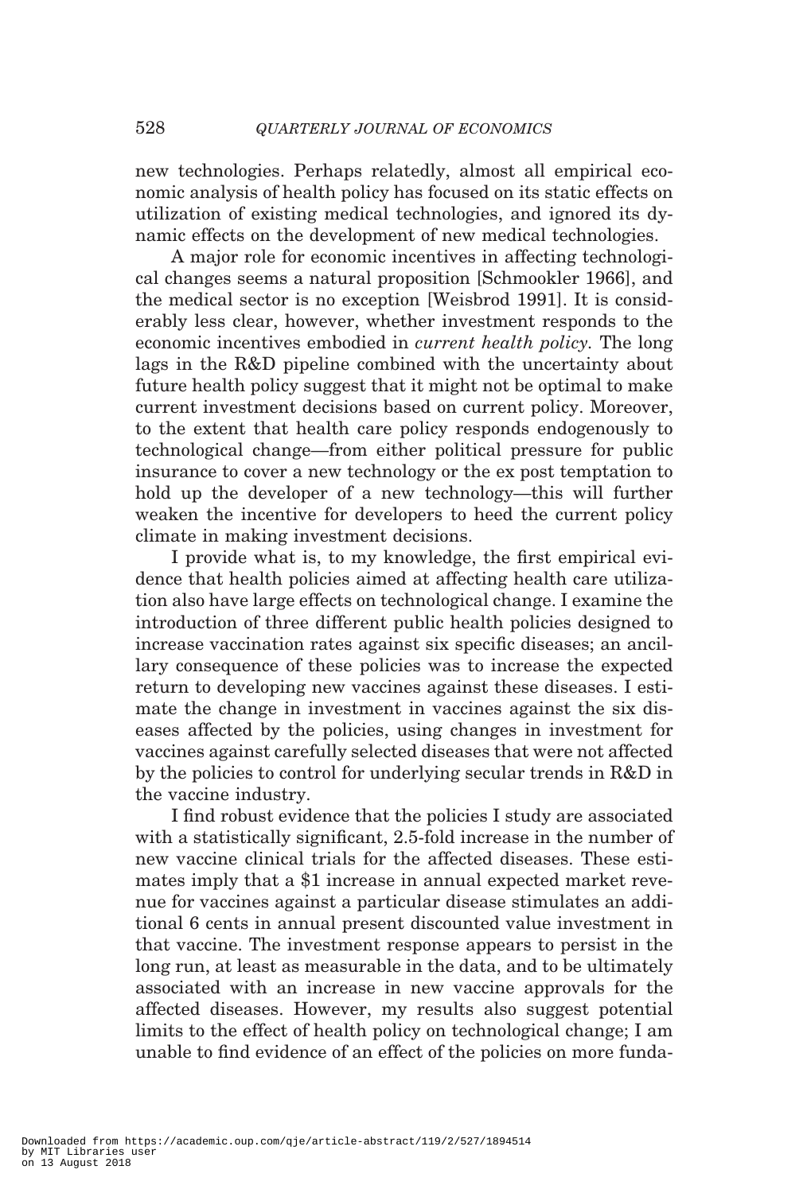new technologies. Perhaps relatedly, almost all empirical economic analysis of health policy has focused on its static effects on utilization of existing medical technologies, and ignored its dynamic effects on the development of new medical technologies.

A major role for economic incentives in affecting technological changes seems a natural proposition [Schmookler 1966], and the medical sector is no exception [Weisbrod 1991]. It is considerably less clear, however, whether investment responds to the economic incentives embodied in *current health policy*. The long lags in the R&D pipeline combined with the uncertainty about future health policy suggest that it might not be optimal to make current investment decisions based on current policy. Moreover, to the extent that health care policy responds endogenously to technological change—from either political pressure for public insurance to cover a new technology or the ex post temptation to hold up the developer of a new technology—this will further weaken the incentive for developers to heed the current policy climate in making investment decisions.

I provide what is, to my knowledge, the first empirical evidence that health policies aimed at affecting health care utilization also have large effects on technological change. I examine the introduction of three different public health policies designed to increase vaccination rates against six specific diseases; an ancillary consequence of these policies was to increase the expected return to developing new vaccines against these diseases. I estimate the change in investment in vaccines against the six diseases affected by the policies, using changes in investment for vaccines against carefully selected diseases that were not affected by the policies to control for underlying secular trends in R&D in the vaccine industry.

I find robust evidence that the policies I study are associated with a statistically significant, 2.5-fold increase in the number of new vaccine clinical trials for the affected diseases. These estimates imply that a $1 increase in annual expected market revenue for vaccines against a particular disease stimulates an additional 6 cents in annual present discounted value investment in that vaccine. The investment response appears to persist in the long run, at least as measurable in the data, and to be ultimately associated with an increase in new vaccine approvals for the affected diseases. However, my results also suggest potential limits to the effect of health policy on technological change; I am unable to find evidence of an effect of the policies on more funda-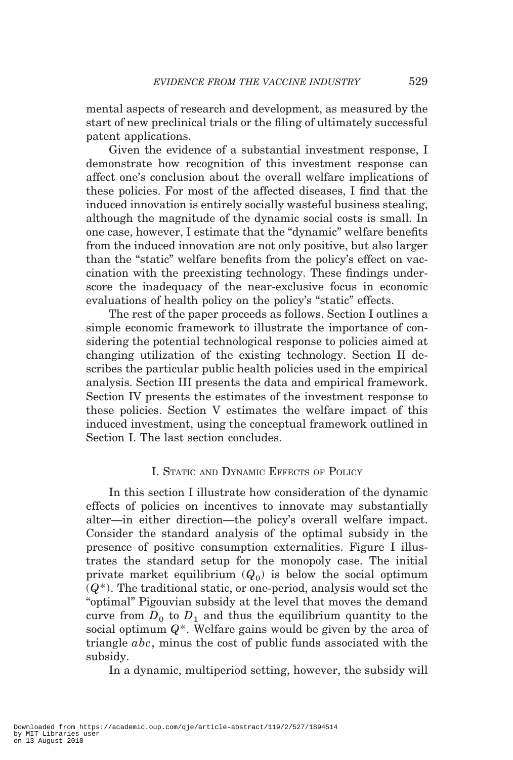mental aspects of research and development, as measured by the start of new preclinical trials or the filing of ultimately successful patent applications.

Given the evidence of a substantial investment response, I demonstrate how recognition of this investment response can affect one's conclusion about the overall welfare implications of these policies. For most of the affected diseases, I find that the induced innovation is entirely socially wasteful business stealing, although the magnitude of the dynamic social costs is small. In one case, however, I estimate that the "dynamic" welfare benefits from the induced innovation are not only positive, but also larger than the "static" welfare benefits from the policy's effect on vaccination with the preexisting technology. These findings underscore the inadequacy of the near-exclusive focus in economic evaluations of health policy on the policy's "static" effects.

The rest of the paper proceeds as follows. Section I outlines a simple economic framework to illustrate the importance of considering the potential technological response to policies aimed at changing utilization of the existing technology. Section II describes the particular public health policies used in the empirical analysis. Section III presents the data and empirical framework. Section IV presents the estimates of the investment response to these policies. Section V estimates the welfare impact of this induced investment, using the conceptual framework outlined in Section I. The last section concludes.

## I. Static and Dynamic Effects of Policy

In this section I illustrate how consideration of the dynamic effects of policies on incentives to innovate may substantially alter—in either direction—the policy's overall welfare impact. Consider the standard analysis of the optimal subsidy in the presence of positive consumption externalities. Figure I illustrates the standard setup for the monopoly case. The initial private market equilibrium ($Q_0$) is below the social optimum ($Q^*$). The traditional static, or one-period, analysis would set the "optimal" Pigouvian subsidy at the level that moves the demand curve from $D_0$ to $D_1$ and thus the equilibrium quantity to the social optimum $Q^*$. Welfare gains would be given by the area of triangle $abc$, minus the cost of public funds associated with the subsidy.

In a dynamic, multiperiod setting, however, the subsidy will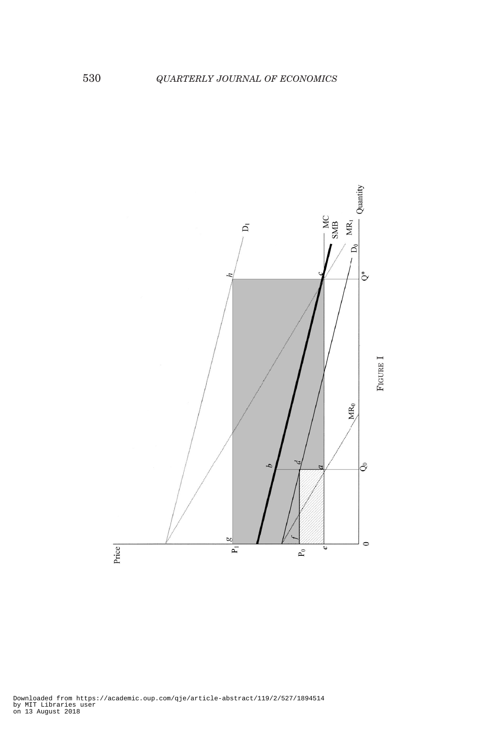FIGURE I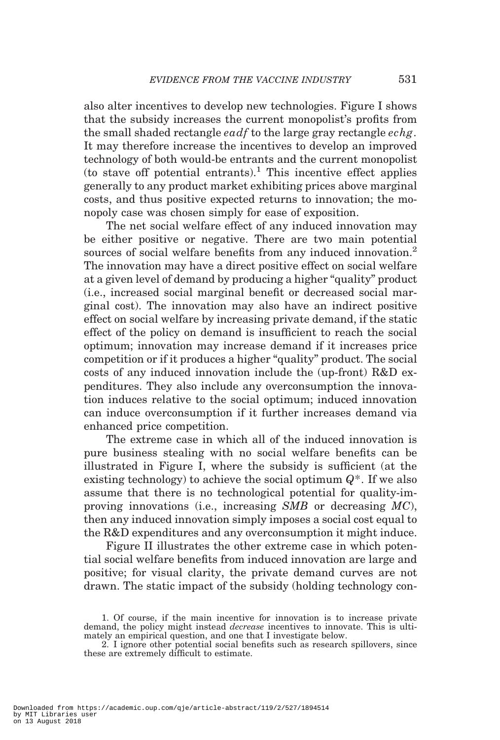also alter incentives to develop new technologies. Figure I shows that the subsidy increases the current monopolist's profits from the small shaded rectangle *eadf* to the large gray rectangle *echg*. It may therefore increase the incentives to develop an improved technology of both would-be entrants and the current monopolist (to stave off potential entrants).[1] This incentive effect applies generally to any product market exhibiting prices above marginal costs, and thus positive expected returns to innovation; the monopoly case was chosen simply for ease of exposition.

The net social welfare effect of any induced innovation may be either positive or negative. There are two main potential sources of social welfare benefits from any induced innovation.[2] The innovation may have a direct positive effect on social welfare at a given level of demand by producing a higher "quality" product (i.e., increased social marginal benefit or decreased social marginal cost). The innovation may also have an indirect positive effect on social welfare by increasing private demand, if the static effect of the policy on demand is insufficient to reach the social optimum; innovation may increase demand if it increases price competition or if it produces a higher "quality" product. The social costs of any induced innovation include the (up-front) R&D expenditures. They also include any overconsumption the innovation induces relative to the social optimum; induced innovation can induce overconsumption if it further increases demand via enhanced price competition.

The extreme case in which all of the induced innovation is pure business stealing with no social welfare benefits can be illustrated in Figure I, where the subsidy is sufficient (at the existing technology) to achieve the social optimum $Q^*$. If we also assume that there is no technological potential for quality-improving innovations (i.e., increasing *SMB* or decreasing *MC*), then any induced innovation simply imposes a social cost equal to the R&D expenditures and any overconsumption it might induce.

Figure II illustrates the other extreme case in which potential social welfare benefits from induced innovation are large and positive; for visual clarity, the private demand curves are not drawn. The static impact of the subsidy (holding technology con-

1. Of course, if the main incentive for innovation is to increase private demand, the policy might instead *decrease* incentives to innovate. This is ultimately an empirical question, and one that I investigate below.

2. I ignore other potential social benefits such as research spillovers, since these are extremely difficult to estimate.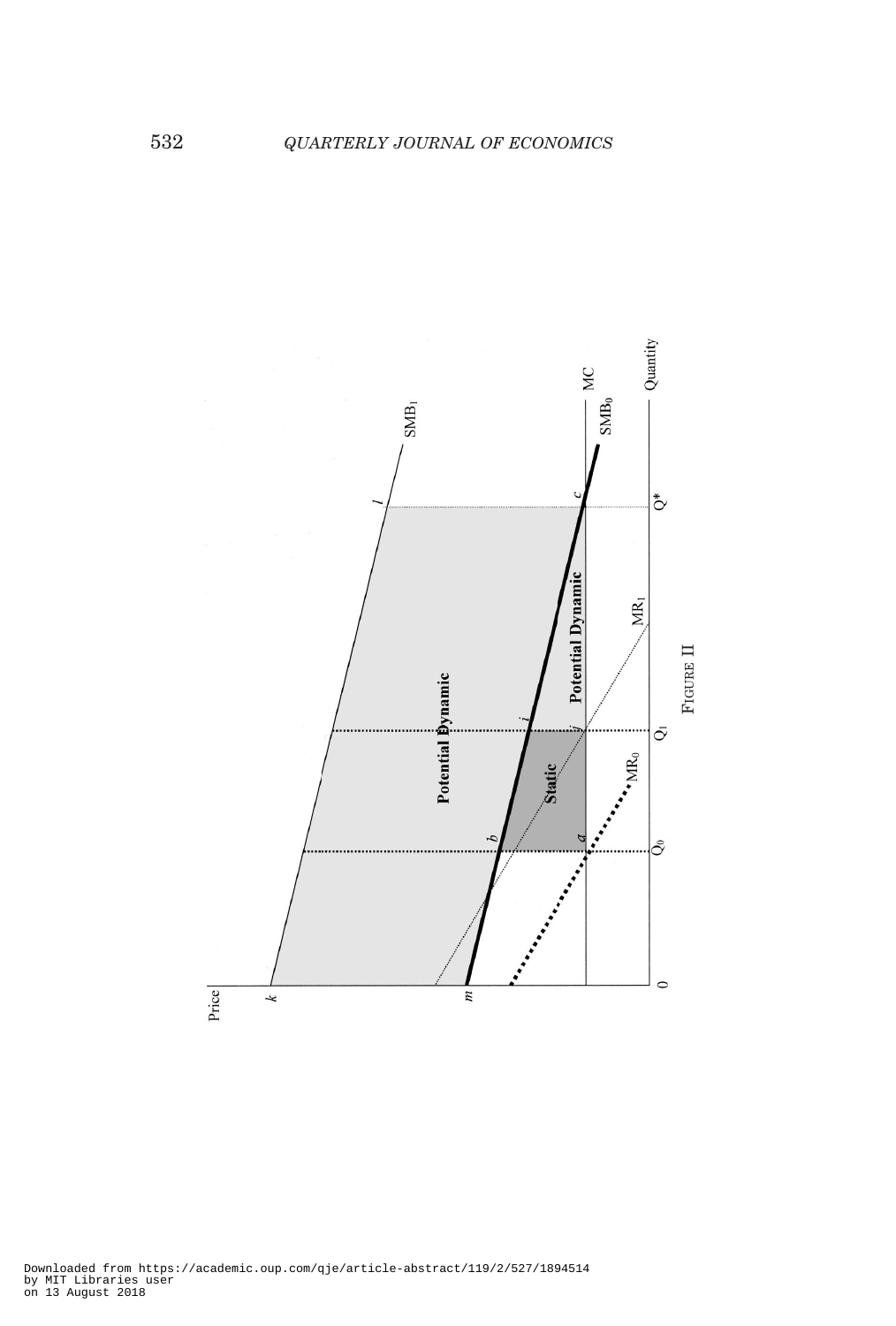FIGURE II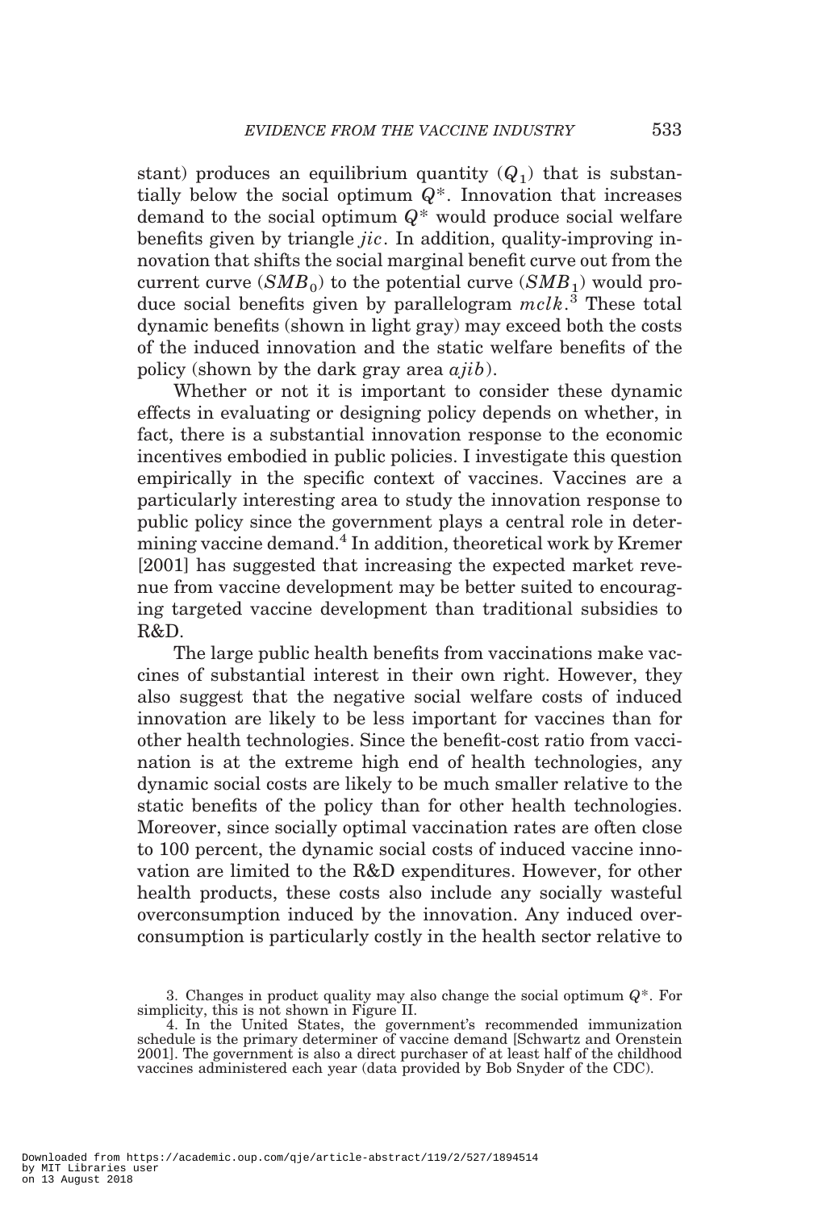stant) produces an equilibrium quantity ($Q_1$) that is substantially below the social optimum $Q^*$. Innovation that increases demand to the social optimum $Q^*$ would produce social welfare benefits given by triangle *jic*. In addition, quality-improving innovation that shifts the social marginal benefit curve out from the current curve ($SMB_0$) to the potential curve ($SMB_1$) would produce social benefits given by parallelogram *mclk*.[3] These total dynamic benefits (shown in light gray) may exceed both the costs of the induced innovation and the static welfare benefits of the policy (shown by the dark gray area *ajib*).

Whether or not it is important to consider these dynamic effects in evaluating or designing policy depends on whether, in fact, there is a substantial innovation response to the economic incentives embodied in public policies. I investigate this question empirically in the specific context of vaccines. Vaccines are a particularly interesting area to study the innovation response to public policy since the government plays a central role in determining vaccine demand.[4] In addition, theoretical work by Kremer [2001] has suggested that increasing the expected market revenue from vaccine development may be better suited to encouraging targeted vaccine development than traditional subsidies to R&D.

The large public health benefits from vaccinations make vaccines of substantial interest in their own right. However, they also suggest that the negative social welfare costs of induced innovation are likely to be less important for vaccines than for other health technologies. Since the benefit-cost ratio from vaccination is at the extreme high end of health technologies, any dynamic social costs are likely to be much smaller relative to the static benefits of the policy than for other health technologies. Moreover, since socially optimal vaccination rates are often close to 100 percent, the dynamic social costs of induced vaccine innovation are limited to the R&D expenditures. However, for other health products, these costs also include any socially wasteful overconsumption induced by the innovation. Any induced overconsumption is particularly costly in the health sector relative to

3. Changes in product quality may also change the social optimum $Q^*$. For simplicity, this is not shown in Figure II.

4. In the United States, the government's recommended immunization schedule is the primary determiner of vaccine demand [Schwartz and Orenstein 2001]. The government is also a direct purchaser of at least half of the childhood vaccines administered each year (data provided by Bob Snyder of the CDC).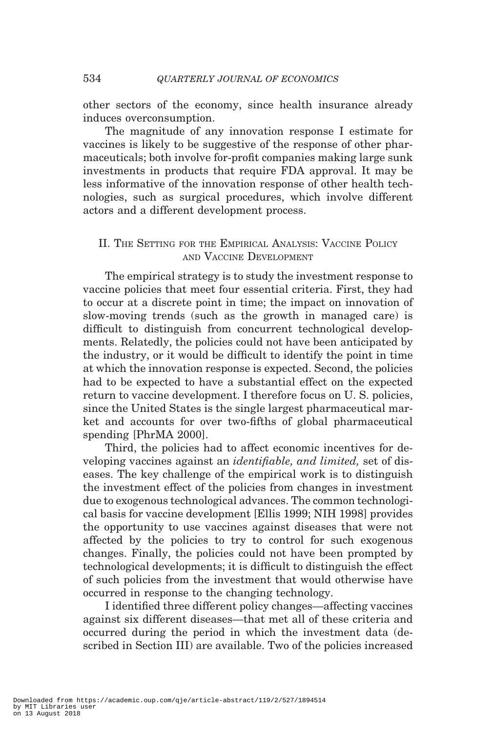other sectors of the economy, since health insurance already induces overconsumption.

The magnitude of any innovation response I estimate for vaccines is likely to be suggestive of the response of other pharmaceuticals; both involve for-profit companies making large sunk investments in products that require FDA approval. It may be less informative of the innovation response of other health technologies, such as surgical procedures, which involve different actors and a different development process.

## II. The Setting for the Empirical Analysis: Vaccine Policy and Vaccine Development

The empirical strategy is to study the investment response to vaccine policies that meet four essential criteria. First, they had to occur at a discrete point in time; the impact on innovation of slow-moving trends (such as the growth in managed care) is difficult to distinguish from concurrent technological developments. Relatedly, the policies could not have been anticipated by the industry, or it would be difficult to identify the point in time at which the innovation response is expected. Second, the policies had to be expected to have a substantial effect on the expected return to vaccine development. I therefore focus on U. S. policies, since the United States is the single largest pharmaceutical market and accounts for over two-fifths of global pharmaceutical spending [PhrMA 2000].

Third, the policies had to affect economic incentives for developing vaccines against an *identifiable, and limited,* set of diseases. The key challenge of the empirical work is to distinguish the investment effect of the policies from changes in investment due to exogenous technological advances. The common technological basis for vaccine development [Ellis 1999; NIH 1998] provides the opportunity to use vaccines against diseases that were not affected by the policies to try to control for such exogenous changes. Finally, the policies could not have been prompted by technological developments; it is difficult to distinguish the effect of such policies from the investment that would otherwise have occurred in response to the changing technology.

I identified three different policy changes—affecting vaccines against six different diseases—that met all of these criteria and occurred during the period in which the investment data (described in Section III) are available. Two of the policies increased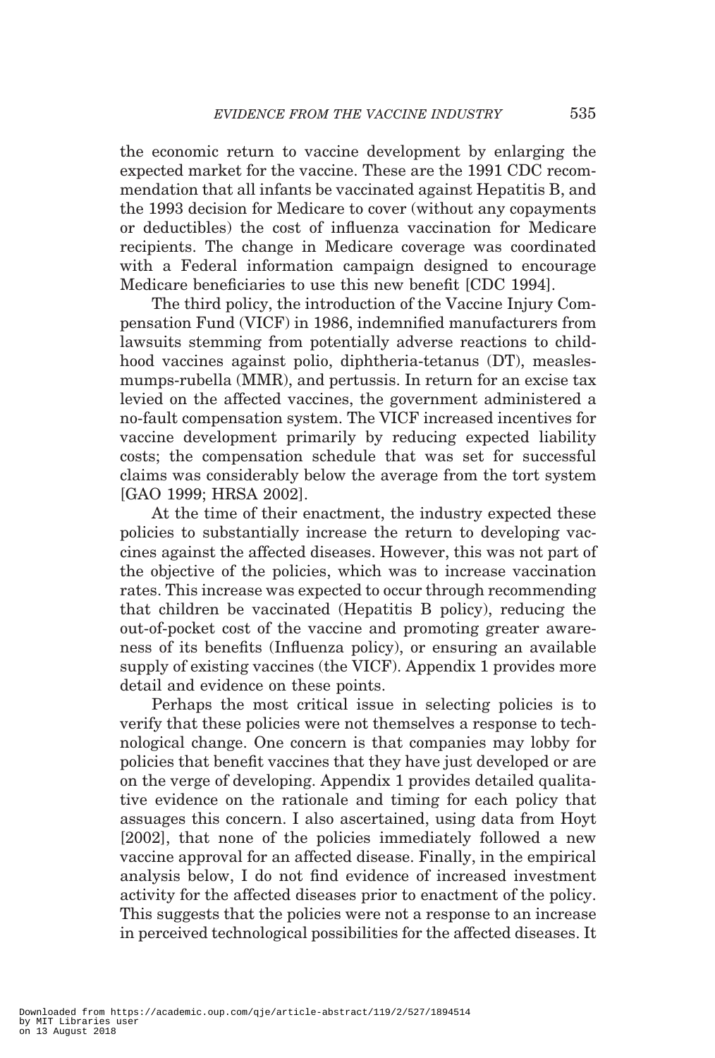the economic return to vaccine development by enlarging the expected market for the vaccine. These are the 1991 CDC recommendation that all infants be vaccinated against Hepatitis B, and the 1993 decision for Medicare to cover (without any copayments or deductibles) the cost of influenza vaccination for Medicare recipients. The change in Medicare coverage was coordinated with a Federal information campaign designed to encourage Medicare beneficiaries to use this new benefit [CDC 1994].

The third policy, the introduction of the Vaccine Injury Compensation Fund (VICF) in 1986, indemnified manufacturers from lawsuits stemming from potentially adverse reactions to childhood vaccines against polio, diphtheria-tetanus (DT), measles-mumps-rubella (MMR), and pertussis. In return for an excise tax levied on the affected vaccines, the government administered a no-fault compensation system. The VICF increased incentives for vaccine development primarily by reducing expected liability costs; the compensation schedule that was set for successful claims was considerably below the average from the tort system [GAO 1999; HRSA 2002].

At the time of their enactment, the industry expected these policies to substantially increase the return to developing vaccines against the affected diseases. However, this was not part of the objective of the policies, which was to increase vaccination rates. This increase was expected to occur through recommending that children be vaccinated (Hepatitis B policy), reducing the out-of-pocket cost of the vaccine and promoting greater awareness of its benefits (Influenza policy), or ensuring an available supply of existing vaccines (the VICF). Appendix 1 provides more detail and evidence on these points.

Perhaps the most critical issue in selecting policies is to verify that these policies were not themselves a response to technological change. One concern is that companies may lobby for policies that benefit vaccines that they have just developed or are on the verge of developing. Appendix 1 provides detailed qualitative evidence on the rationale and timing for each policy that assuages this concern. I also ascertained, using data from Hoyt [2002], that none of the policies immediately followed a new vaccine approval for an affected disease. Finally, in the empirical analysis below, I do not find evidence of increased investment activity for the affected diseases prior to enactment of the policy. This suggests that the policies were not a response to an increase in perceived technological possibilities for the affected diseases. It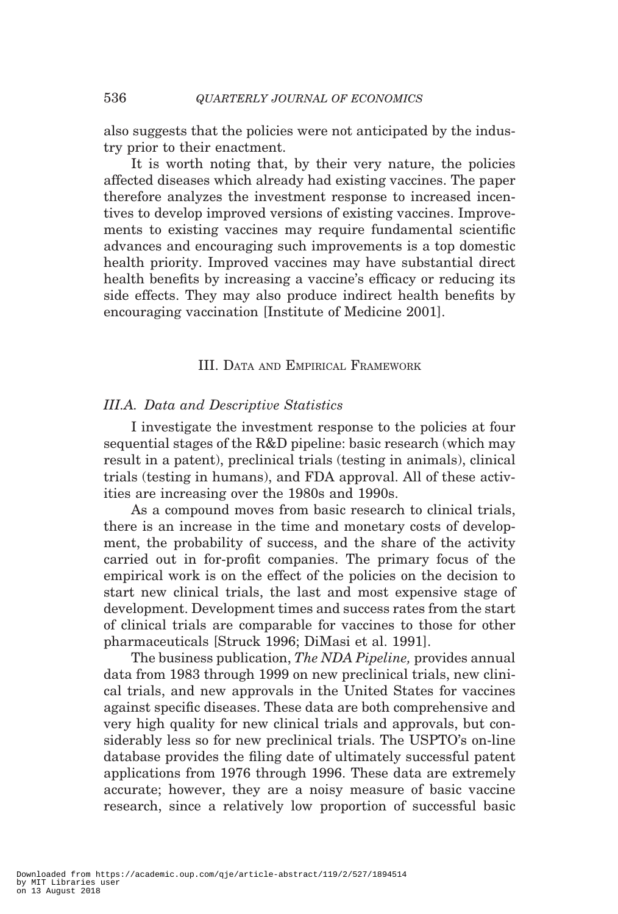also suggests that the policies were not anticipated by the industry prior to their enactment.

It is worth noting that, by their very nature, the policies affected diseases which already had existing vaccines. The paper therefore analyzes the investment response to increased incentives to develop improved versions of existing vaccines. Improvements to existing vaccines may require fundamental scientific advances and encouraging such improvements is a top domestic health priority. Improved vaccines may have substantial direct health benefits by increasing a vaccine's efficacy or reducing its side effects. They may also produce indirect health benefits by encouraging vaccination [Institute of Medicine 2001].

## III. Data and Empirical Framework

### *III.A. Data and Descriptive Statistics*

I investigate the investment response to the policies at four sequential stages of the R&D pipeline: basic research (which may result in a patent), preclinical trials (testing in animals), clinical trials (testing in humans), and FDA approval. All of these activities are increasing over the 1980s and 1990s.

As a compound moves from basic research to clinical trials, there is an increase in the time and monetary costs of development, the probability of success, and the share of the activity carried out in for-profit companies. The primary focus of the empirical work is on the effect of the policies on the decision to start new clinical trials, the last and most expensive stage of development. Development times and success rates from the start of clinical trials are comparable for vaccines to those for other pharmaceuticals [Struck 1996; DiMasi et al. 1991].

The business publication, *The NDA Pipeline,* provides annual data from 1983 through 1999 on new preclinical trials, new clinical trials, and new approvals in the United States for vaccines against specific diseases. These data are both comprehensive and very high quality for new clinical trials and approvals, but considerably less so for new preclinical trials. The USPTO's on-line database provides the filing date of ultimately successful patent applications from 1976 through 1996. These data are extremely accurate; however, they are a noisy measure of basic vaccine research, since a relatively low proportion of successful basic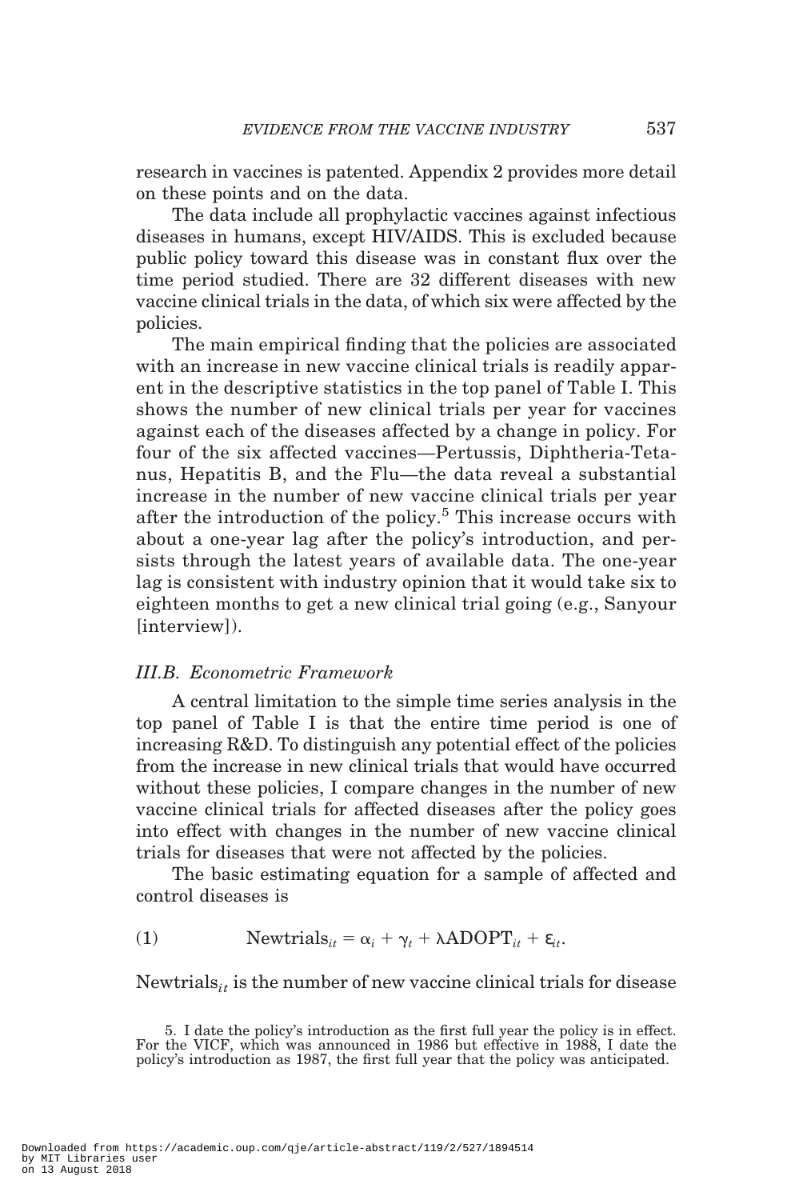research in vaccines is patented. Appendix 2 provides more detail on these points and on the data.

The data include all prophylactic vaccines against infectious diseases in humans, except HIV/AIDS. This is excluded because public policy toward this disease was in constant flux over the time period studied. There are 32 different diseases with new vaccine clinical trials in the data, of which six were affected by the policies.

The main empirical finding that the policies are associated with an increase in new vaccine clinical trials is readily apparent in the descriptive statistics in the top panel of Table I. This shows the number of new clinical trials per year for vaccines against each of the diseases affected by a change in policy. For four of the six affected vaccines—Pertussis, Diphtheria-Tetanus, Hepatitis B, and the Flu—the data reveal a substantial increase in the number of new vaccine clinical trials per year after the introduction of the policy.[5] This increase occurs with about a one-year lag after the policy's introduction, and persists through the latest years of available data. The one-year lag is consistent with industry opinion that it would take six to eighteen months to get a new clinical trial going (e.g., Sanyour [interview]).

### *III.B. Econometric Framework*

A central limitation to the simple time series analysis in the top panel of Table I is that the entire time period is one of increasing R&D. To distinguish any potential effect of the policies from the increase in new clinical trials that would have occurred without these policies, I compare changes in the number of new vaccine clinical trials for affected diseases after the policy goes into effect with changes in the number of new vaccine clinical trials for diseases that were not affected by the policies.

The basic estimating equation for a sample of affected and control diseases is

$$(1) \qquad \text{Newtrials}_{it} = \alpha_i + \gamma_t + \lambda \text{ADOPT}_{it} + \varepsilon_{it}.$$

$\text{Newtrials}_{it}$ is the number of new vaccine clinical trials for disease

5. I date the policy's introduction as the first full year the policy is in effect. For the VICF, which was announced in 1986 but effective in 1988, I date the policy's introduction as 1987, the first full year that the policy was anticipated.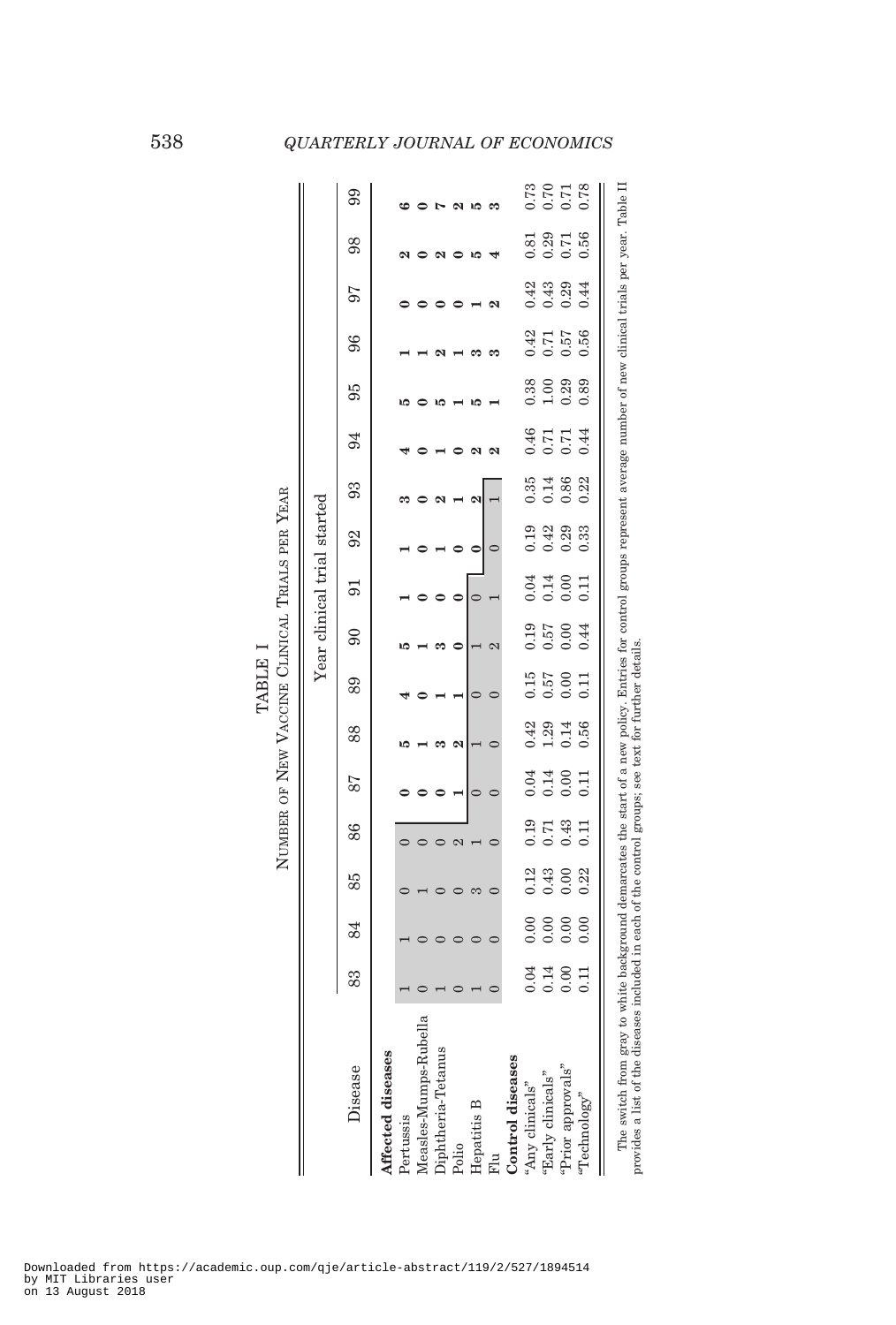TABLE I

NUMBER OF NEW VACCINE CLINICAL TRIALS PER YEAR

| Disease | Year clinical trial started | | | | | | | | | | | | | | | | |
|---|---|---|---|---|---|---|---|---|---|---|---|---|---|---|---|---|---|
| | 83 | 84 | 85 | 86 | 87 | 88 | 89 | 90 | 91 | 92 | 93 | 94 | 95 | 96 | 97 | 98 | 99 |
| **Affected diseases** | | | | | | | | | | | | | | | | | |
| Pertussis | 1 | 1 | 0 | 0 | 0 | 5 | 4 | 5 | 1 | 1 | 3 | 4 | 5 | 1 | 0 | 2 | 6 |
| Measles-Mumps-Rubella | 0 | 0 | 1 | 0 | 0 | 1 | 0 | 1 | 0 | 0 | 0 | 0 | 0 | 1 | 0 | 0 | 0 |
| Diphtheria-Tetanus | 1 | 0 | 0 | 0 | 0 | 3 | 1 | 3 | 0 | 1 | 2 | 1 | 5 | 2 | 0 | 2 | 7 |
| Polio | 0 | 0 | 0 | 2 | 1 | 2 | 1 | 0 | 0 | 0 | 1 | 0 | 1 | 1 | 0 | 0 | 2 |
| Hepatitis B | 1 | 0 | 3 | 1 | 0 | 1 | 0 | 1 | 0 | 0 | 2 | 2 | 5 | 3 | 1 | 5 | 5 |
| Flu | 0 | 0 | 0 | 0 | 0 | 0 | 0 | 2 | 1 | 0 | 1 | 2 | 1 | 3 | 2 | 4 | 3 |
| **Control diseases** | | | | | | | | | | | | | | | | | |
| "Any clinicals" | 0.04 | 0.00 | 0.12 | 0.19 | 0.04 | 0.42 | 0.15 | 0.19 | 0.04 | 0.19 | 0.35 | 0.46 | 0.38 | 0.42 | 0.42 | 0.81 | 0.73 |
| "Early clinicals" | 0.14 | 0.00 | 0.43 | 0.71 | 0.14 | 1.29 | 0.57 | 0.57 | 0.14 | 0.42 | 0.14 | 0.71 | 1.00 | 0.71 | 0.43 | 0.29 | 0.70 |
| "Prior approvals" | 0.00 | 0.00 | 0.00 | 0.43 | 0.00 | 0.14 | 0.00 | 0.00 | 0.00 | 0.29 | 0.86 | 0.71 | 0.29 | 0.57 | 0.29 | 0.71 | 0.71 |
| "Technology" | 0.11 | 0.00 | 0.22 | 0.11 | 0.11 | 0.56 | 0.11 | 0.44 | 0.11 | 0.33 | 0.22 | 0.44 | 0.89 | 0.56 | 0.44 | 0.56 | 0.78 |

The switch from gray to white background demarcates the start of a new policy. Entries for control groups represent average number of new clinical trials per year. Table II provides a list of the diseases included in each of the control groups; see text for further details.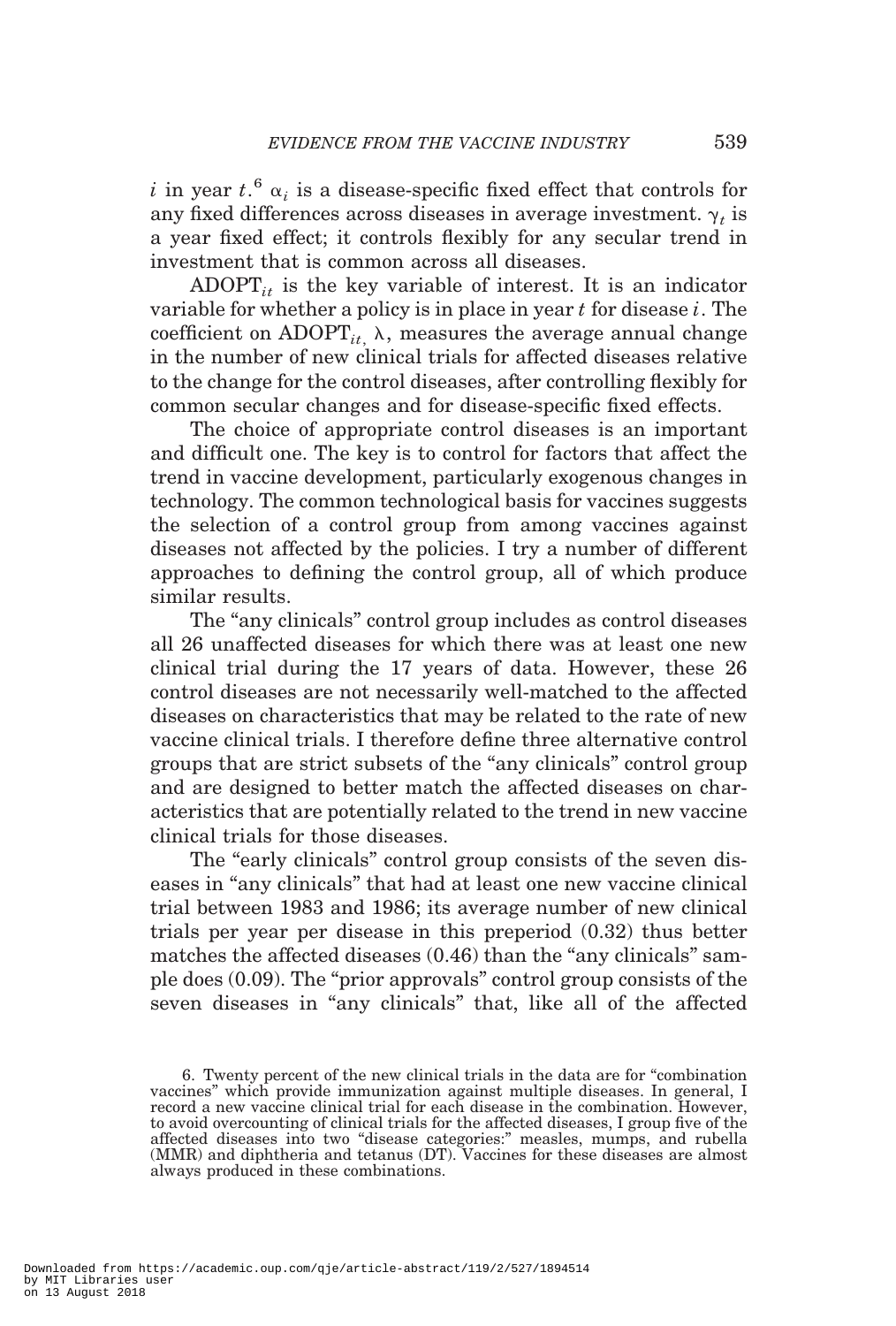$i$ in year $t$.[6] $\alpha_i$ is a disease-specific fixed effect that controls for any fixed differences across diseases in average investment. $\gamma_t$ is a year fixed effect; it controls flexibly for any secular trend in investment that is common across all diseases.

$\text{ADOPT}_{it}$ is the key variable of interest. It is an indicator variable for whether a policy is in place in year $t$ for disease $i$. The coefficient on $\text{ADOPT}_{it}$, $\lambda$, measures the average annual change in the number of new clinical trials for affected diseases relative to the change for the control diseases, after controlling flexibly for common secular changes and for disease-specific fixed effects.

The choice of appropriate control diseases is an important and difficult one. The key is to control for factors that affect the trend in vaccine development, particularly exogenous changes in technology. The common technological basis for vaccines suggests the selection of a control group from among vaccines against diseases not affected by the policies. I try a number of different approaches to defining the control group, all of which produce similar results.

The "any clinicals" control group includes as control diseases all 26 unaffected diseases for which there was at least one new clinical trial during the 17 years of data. However, these 26 control diseases are not necessarily well-matched to the affected diseases on characteristics that may be related to the rate of new vaccine clinical trials. I therefore define three alternative control groups that are strict subsets of the "any clinicals" control group and are designed to better match the affected diseases on characteristics that are potentially related to the trend in new vaccine clinical trials for those diseases.

The "early clinicals" control group consists of the seven diseases in "any clinicals" that had at least one new vaccine clinical trial between 1983 and 1986; its average number of new clinical trials per year per disease in this preperiod (0.32) thus better matches the affected diseases (0.46) than the "any clinicals" sample does (0.09). The "prior approvals" control group consists of the seven diseases in "any clinicals" that, like all of the affected

6. Twenty percent of the new clinical trials in the data are for "combination vaccines" which provide immunization against multiple diseases. In general, I record a new vaccine clinical trial for each disease in the combination. However, to avoid overcounting of clinical trials for the affected diseases, I group five of the affected diseases into two "disease categories:" measles, mumps, and rubella (MMR) and diphtheria and tetanus (DT). Vaccines for these diseases are almost always produced in these combinations.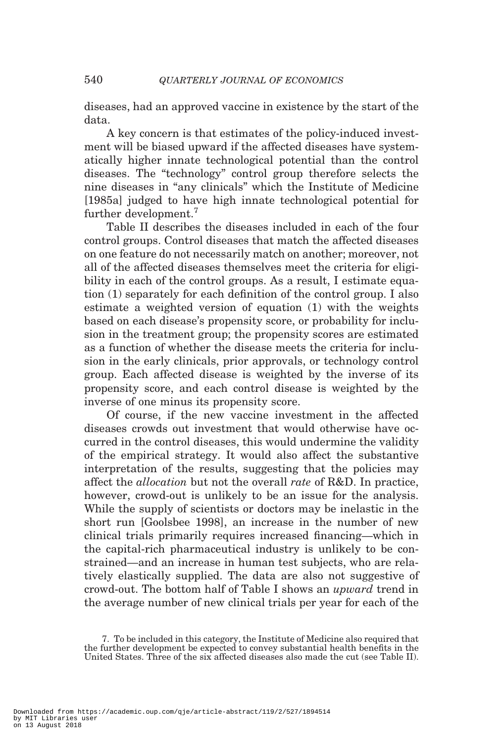diseases, had an approved vaccine in existence by the start of the data.

A key concern is that estimates of the policy-induced investment will be biased upward if the affected diseases have systematically higher innate technological potential than the control diseases. The "technology" control group therefore selects the nine diseases in "any clinicals" which the Institute of Medicine [1985a] judged to have high innate technological potential for further development.[7]

Table II describes the diseases included in each of the four control groups. Control diseases that match the affected diseases on one feature do not necessarily match on another; moreover, not all of the affected diseases themselves meet the criteria for eligibility in each of the control groups. As a result, I estimate equation (1) separately for each definition of the control group. I also estimate a weighted version of equation (1) with the weights based on each disease's propensity score, or probability for inclusion in the treatment group; the propensity scores are estimated as a function of whether the disease meets the criteria for inclusion in the early clinicals, prior approvals, or technology control group. Each affected disease is weighted by the inverse of its propensity score, and each control disease is weighted by the inverse of one minus its propensity score.

Of course, if the new vaccine investment in the affected diseases crowds out investment that would otherwise have occurred in the control diseases, this would undermine the validity of the empirical strategy. It would also affect the substantive interpretation of the results, suggesting that the policies may affect the *allocation* but not the overall *rate* of R&D. In practice, however, crowd-out is unlikely to be an issue for the analysis. While the supply of scientists or doctors may be inelastic in the short run [Goolsbee 1998], an increase in the number of new clinical trials primarily requires increased financing—which in the capital-rich pharmaceutical industry is unlikely to be constrained—and an increase in human test subjects, who are relatively elastically supplied. The data are also not suggestive of crowd-out. The bottom half of Table I shows an *upward* trend in the average number of new clinical trials per year for each of the

7. To be included in this category, the Institute of Medicine also required that the further development be expected to convey substantial health benefits in the United States. Three of the six affected diseases also made the cut (see Table II).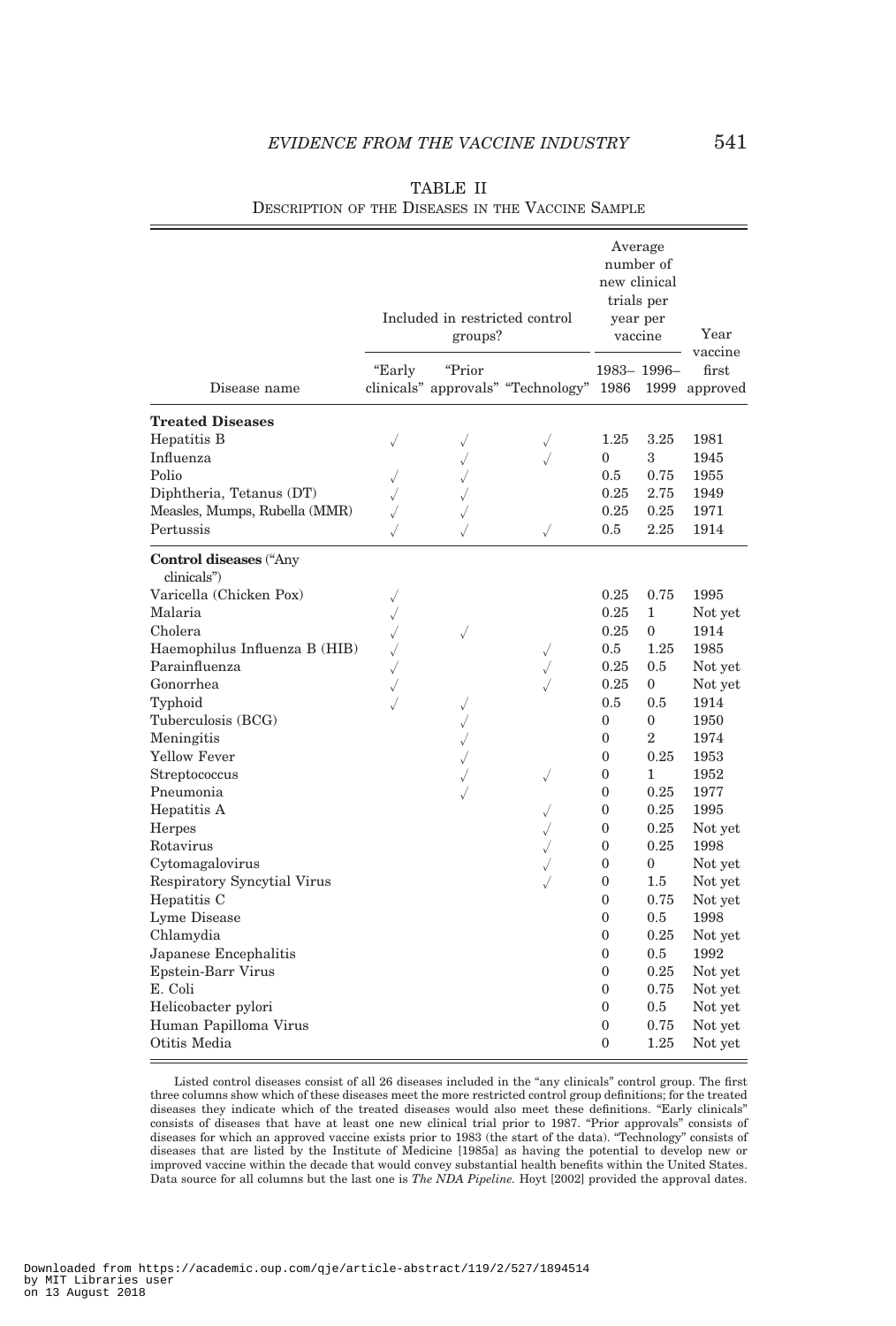TABLE II

DESCRIPTION OF THE DISEASES IN THE VACCINE SAMPLE

| Disease name | Included in restricted control groups? | | | Average number of new clinical trials per year per vaccine | | Year vaccine first approved |
|---|---|---|---|---|---|---|
| | "Early clinicals" | "Prior approvals" | "Technology" | 1983–1986 | 1996–1999 | |
| **Treated Diseases** | | | | | | |
| Hepatitis B | √ | √ | √ | 1.25 | 3.25 | 1981 |
| Influenza | | √ | √ | 0 | 3 | 1945 |
| Polio | √ | √ | | 0.5 | 0.75 | 1955 |
| Diphtheria, Tetanus (DT) | √ | √ | | 0.25 | 2.75 | 1949 |
| Measles, Mumps, Rubella (MMR) | √ | √ | | 0.25 | 0.25 | 1971 |
| Pertussis | √ | √ | √ | 0.5 | 2.25 | 1914 |
| **Control diseases** ("Any clinicals") | | | | | | |
| Varicella (Chicken Pox) | √ | | | 0.25 | 0.75 | 1995 |
| Malaria | √ | | | 0.25 | 1 | Not yet |
| Cholera | √ | √ | | 0.25 | 0 | 1914 |
| Haemophilus Influenza B (HIB) | √ | | √ | 0.5 | 1.25 | 1985 |
| Parainfluenza | √ | | √ | 0.25 | 0.5 | Not yet |
| Gonorrhea | √ | | √ | 0.25 | 0 | Not yet |
| Typhoid | √ | √ | | 0.5 | 0.5 | 1914 |
| Tuberculosis (BCG) | | √ | | 0 | 0 | 1950 |
| Meningitis | | √ | | 0 | 2 | 1974 |
| Yellow Fever | | √ | | 0 | 0.25 | 1953 |
| Streptococcus | | √ | √ | 0 | 1 | 1952 |
| Pneumonia | | √ | | 0 | 0.25 | 1977 |
| Hepatitis A | | | √ | 0 | 0.25 | 1995 |
| Herpes | | | √ | 0 | 0.25 | Not yet |
| Rotavirus | | | √ | 0 | 0.25 | 1998 |
| Cytomagalovirus | | | √ | 0 | 0 | Not yet |
| Respiratory Syncytial Virus | | | √ | 0 | 1.5 | Not yet |
| Hepatitis C | | | | 0 | 0.75 | Not yet |
| Lyme Disease | | | | 0 | 0.5 | 1998 |
| Chlamydia | | | | 0 | 0.25 | Not yet |
| Japanese Encephalitis | | | | 0 | 0.5 | 1992 |
| Epstein-Barr Virus | | | | 0 | 0.25 | Not yet |
| E. Coli | | | | 0 | 0.75 | Not yet |
| Helicobacter pylori | | | | 0 | 0.5 | Not yet |
| Human Papilloma Virus | | | | 0 | 0.75 | Not yet |
| Otitis Media | | | | 0 | 1.25 | Not yet |

Listed control diseases consist of all 26 diseases included in the "any clinicals" control group. The first three columns show which of these diseases meet the more restricted control group definitions; for the treated diseases they indicate which of the treated diseases would also meet these definitions. "Early clinicals" consists of diseases that have at least one new clinical trial prior to 1987. "Prior approvals" consists of diseases for which an approved vaccine exists prior to 1983 (the start of the data). "Technology" consists of diseases that are listed by the Institute of Medicine [1985a] as having the potential to develop new or improved vaccine within the decade that would convey substantial health benefits within the United States. Data source for all columns but the last one is *The NDA Pipeline.* Hoyt [2002] provided the approval dates.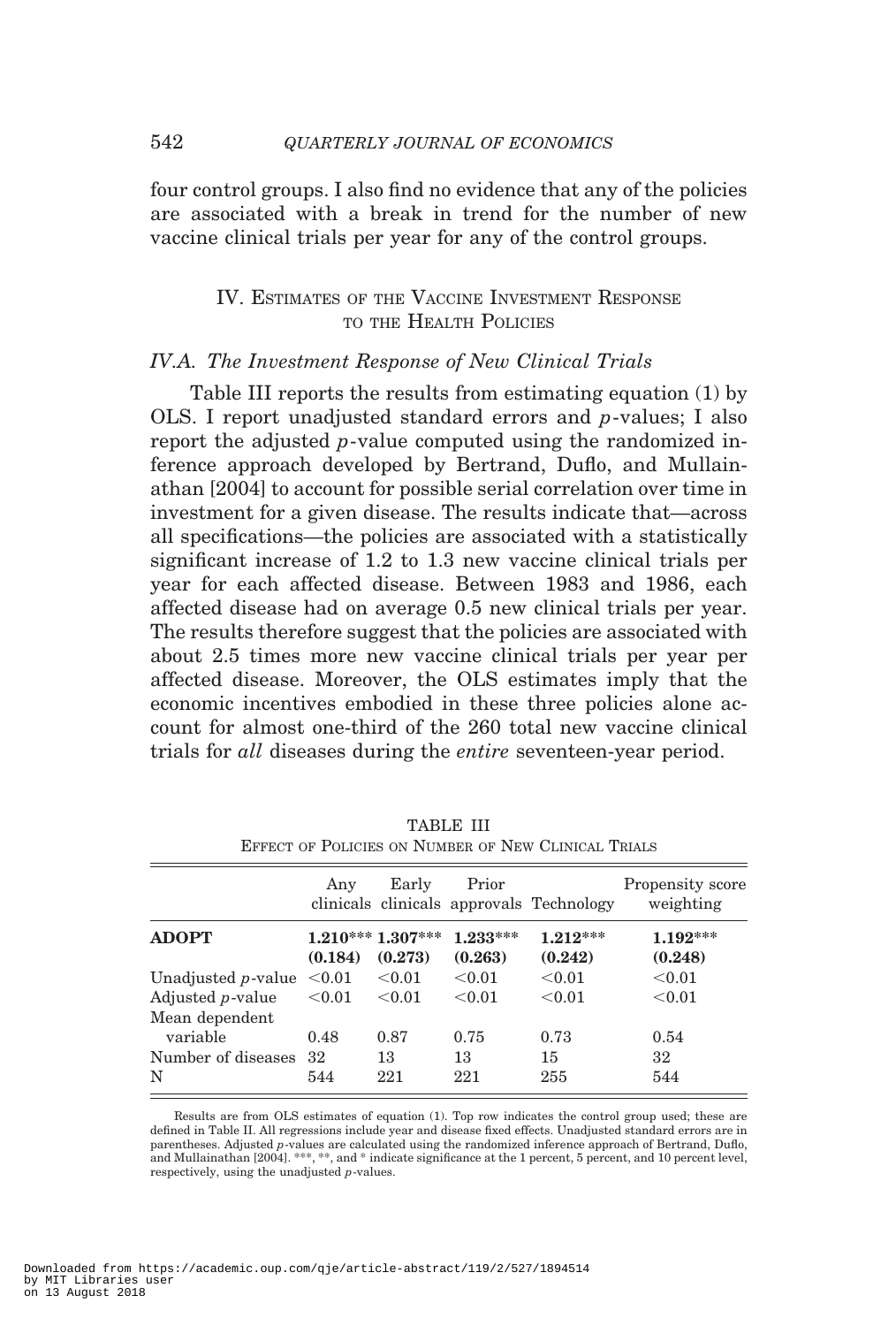four control groups. I also find no evidence that any of the policies are associated with a break in trend for the number of new vaccine clinical trials per year for any of the control groups.

## IV. Estimates of the Vaccine Investment Response to the Health Policies

### IV.A. The Investment Response of New Clinical Trials

Table III reports the results from estimating equation (1) by OLS. I report unadjusted standard errors and $p$-values; I also report the adjusted $p$-value computed using the randomized inference approach developed by Bertrand, Duflo, and Mullainathan [2004] to account for possible serial correlation over time in investment for a given disease. The results indicate that—across all specifications—the policies are associated with a statistically significant increase of 1.2 to 1.3 new vaccine clinical trials per year for each affected disease. Between 1983 and 1986, each affected disease had on average 0.5 new clinical trials per year. The results therefore suggest that the policies are associated with about 2.5 times more new vaccine clinical trials per year per affected disease. Moreover, the OLS estimates imply that the economic incentives embodied in these three policies alone account for almost one-third of the 260 total new vaccine clinical trials for *all* diseases during the *entire* seventeen-year period.

TABLE III
Effect of Policies on Number of New Clinical Trials

| | Any clinicals | Early clinicals | Prior approvals | Technology | Propensity score weighting |
|---|---|---|---|---|---|
| **ADOPT** | **1.210***** | **1.307***** | **1.233***** | **1.212***** | **1.192***** |
| | **(0.184)** | **(0.273)** | **(0.263)** | **(0.242)** | **(0.248)** |
| Unadjusted $p$-value | <0.01 | <0.01 | <0.01 | <0.01 | <0.01 |
| Adjusted $p$-value | <0.01 | <0.01 | <0.01 | <0.01 | <0.01 |
| Mean dependent variable | 0.48 | 0.87 | 0.75 | 0.73 | 0.54 |
| Number of diseases | 32 | 13 | 13 | 15 | 32 |
| N | 544 | 221 | 221 | 255 | 544 |

Results are from OLS estimates of equation (1). Top row indicates the control group used; these are defined in Table II. All regressions include year and disease fixed effects. Unadjusted standard errors are in parentheses. Adjusted $p$-values are calculated using the randomized inference approach of Bertrand, Duflo, and Mullainathan [2004]. ***, **, and * indicate significance at the 1 percent, 5 percent, and 10 percent level, respectively, using the unadjusted $p$-values.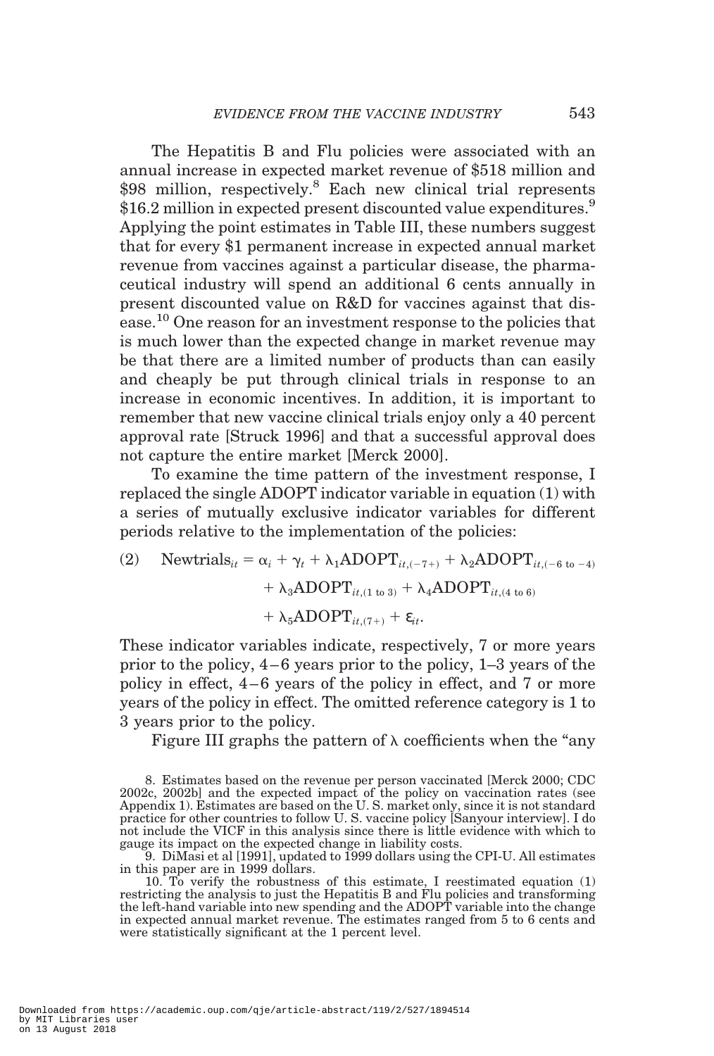The Hepatitis B and Flu policies were associated with an annual increase in expected market revenue of \$518 million and \$98 million, respectively.[8] Each new clinical trial represents \$16.2 million in expected present discounted value expenditures.[9] Applying the point estimates in Table III, these numbers suggest that for every \$1 permanent increase in expected annual market revenue from vaccines against a particular disease, the pharmaceutical industry will spend an additional 6 cents annually in present discounted value on R&D for vaccines against that disease.[10] One reason for an investment response to the policies that is much lower than the expected change in market revenue may be that there are a limited number of products than can easily and cheaply be put through clinical trials in response to an increase in economic incentives. In addition, it is important to remember that new vaccine clinical trials enjoy only a 40 percent approval rate [Struck 1996] and that a successful approval does not capture the entire market [Merck 2000].

To examine the time pattern of the investment response, I replaced the single ADOPT indicator variable in equation (1) with a series of mutually exclusive indicator variables for different periods relative to the implementation of the policies:

$$(2) \quad \text{Newtrials}_{it} = \alpha_i + \gamma_t + \lambda_1 \text{ADOPT}_{it,(-7+)} + \lambda_2 \text{ADOPT}_{it,(-6 \text{ to } -4)} + \lambda_3 \text{ADOPT}_{it,(1 \text{ to } 3)} + \lambda_4 \text{ADOPT}_{it,(4 \text{ to } 6)} + \lambda_5 \text{ADOPT}_{it,(7+)} + \varepsilon_{it}.$$

These indicator variables indicate, respectively, 7 or more years prior to the policy, 4–6 years prior to the policy, 1–3 years of the policy in effect, 4–6 years of the policy in effect, and 7 or more years of the policy in effect. The omitted reference category is 1 to 3 years prior to the policy.

Figure III graphs the pattern of $\lambda$ coefficients when the "any

8. Estimates based on the revenue per person vaccinated [Merck 2000; CDC 2002c, 2002b] and the expected impact of the policy on vaccination rates (see Appendix 1). Estimates are based on the U. S. market only, since it is not standard practice for other countries to follow U. S. vaccine policy [Sanyour interview]. I do not include the VICF in this analysis since there is little evidence with which to gauge its impact on the expected change in liability costs.

9. DiMasi et al [1991], updated to 1999 dollars using the CPI-U. All estimates in this paper are in 1999 dollars.

10. To verify the robustness of this estimate, I reestimated equation (1) restricting the analysis to just the Hepatitis B and Flu policies and transforming the left-hand variable into new spending and the ADOPT variable into the change in expected annual market revenue. The estimates ranged from 5 to 6 cents and were statistically significant at the 1 percent level.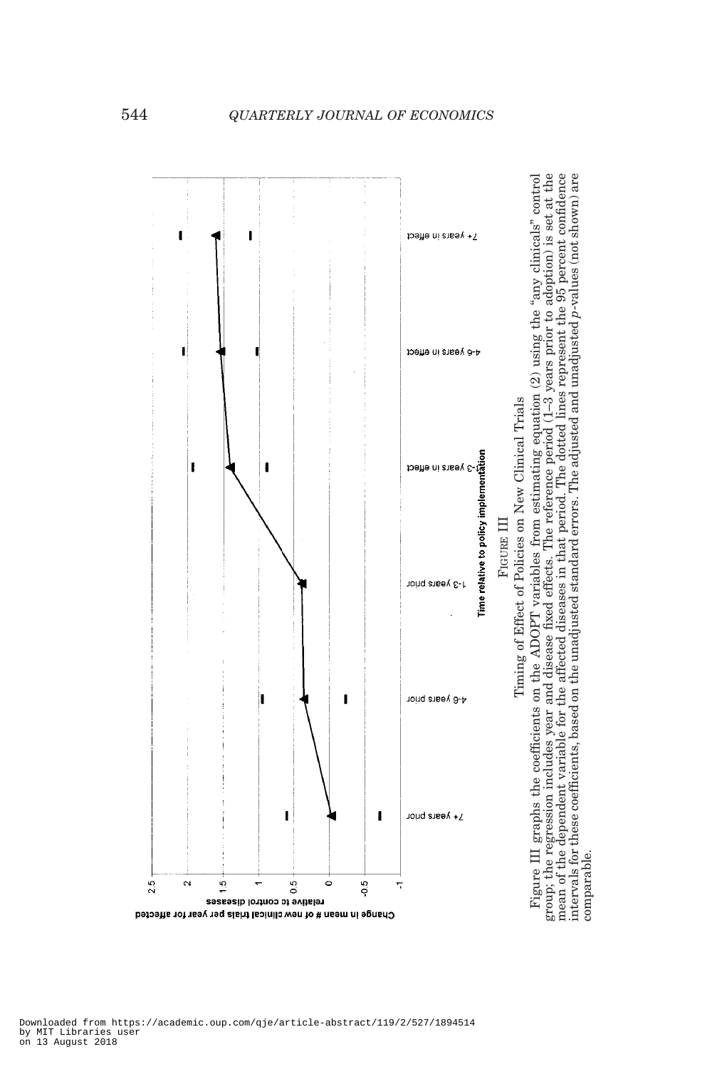FIGURE III

Timing of Effect of Policies on New Clinical Trials

Figure III graphs the coefficients on the ADOPT variables from estimating equation (2) using the "any clinicals" control group; the regression includes year and disease fixed effects. The reference period (1–3 years prior to adoption) is set at the mean of the dependent variable for the affected diseases in that period. The dotted lines represent the 95 percent confidence intervals for these coefficients, based on the unadjusted standard errors. The adjusted and unadjusted $p$-values (not shown) are comparable.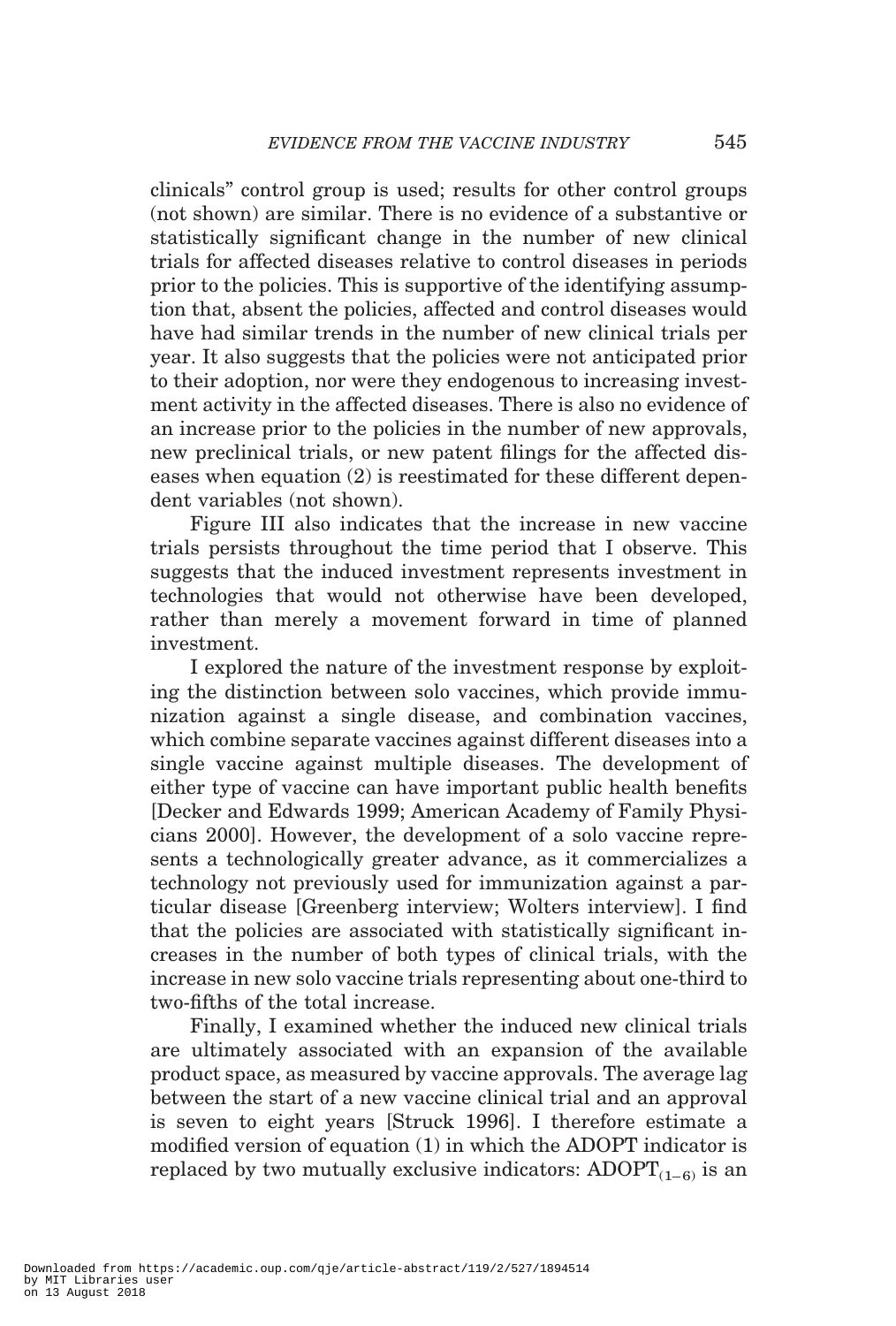clinicals" control group is used; results for other control groups (not shown) are similar. There is no evidence of a substantive or statistically significant change in the number of new clinical trials for affected diseases relative to control diseases in periods prior to the policies. This is supportive of the identifying assumption that, absent the policies, affected and control diseases would have had similar trends in the number of new clinical trials per year. It also suggests that the policies were not anticipated prior to their adoption, nor were they endogenous to increasing investment activity in the affected diseases. There is also no evidence of an increase prior to the policies in the number of new approvals, new preclinical trials, or new patent filings for the affected diseases when equation (2) is reestimated for these different dependent variables (not shown).

Figure III also indicates that the increase in new vaccine trials persists throughout the time period that I observe. This suggests that the induced investment represents investment in technologies that would not otherwise have been developed, rather than merely a movement forward in time of planned investment.

I explored the nature of the investment response by exploiting the distinction between solo vaccines, which provide immunization against a single disease, and combination vaccines, which combine separate vaccines against different diseases into a single vaccine against multiple diseases. The development of either type of vaccine can have important public health benefits [Decker and Edwards 1999; American Academy of Family Physicians 2000]. However, the development of a solo vaccine represents a technologically greater advance, as it commercializes a technology not previously used for immunization against a particular disease [Greenberg interview; Wolters interview]. I find that the policies are associated with statistically significant increases in the number of both types of clinical trials, with the increase in new solo vaccine trials representing about one-third to two-fifths of the total increase.

Finally, I examined whether the induced new clinical trials are ultimately associated with an expansion of the available product space, as measured by vaccine approvals. The average lag between the start of a new vaccine clinical trial and an approval is seven to eight years [Struck 1996]. I therefore estimate a modified version of equation (1) in which the ADOPT indicator is replaced by two mutually exclusive indicators: $\text{ADOPT}_{(1-6)}$ is an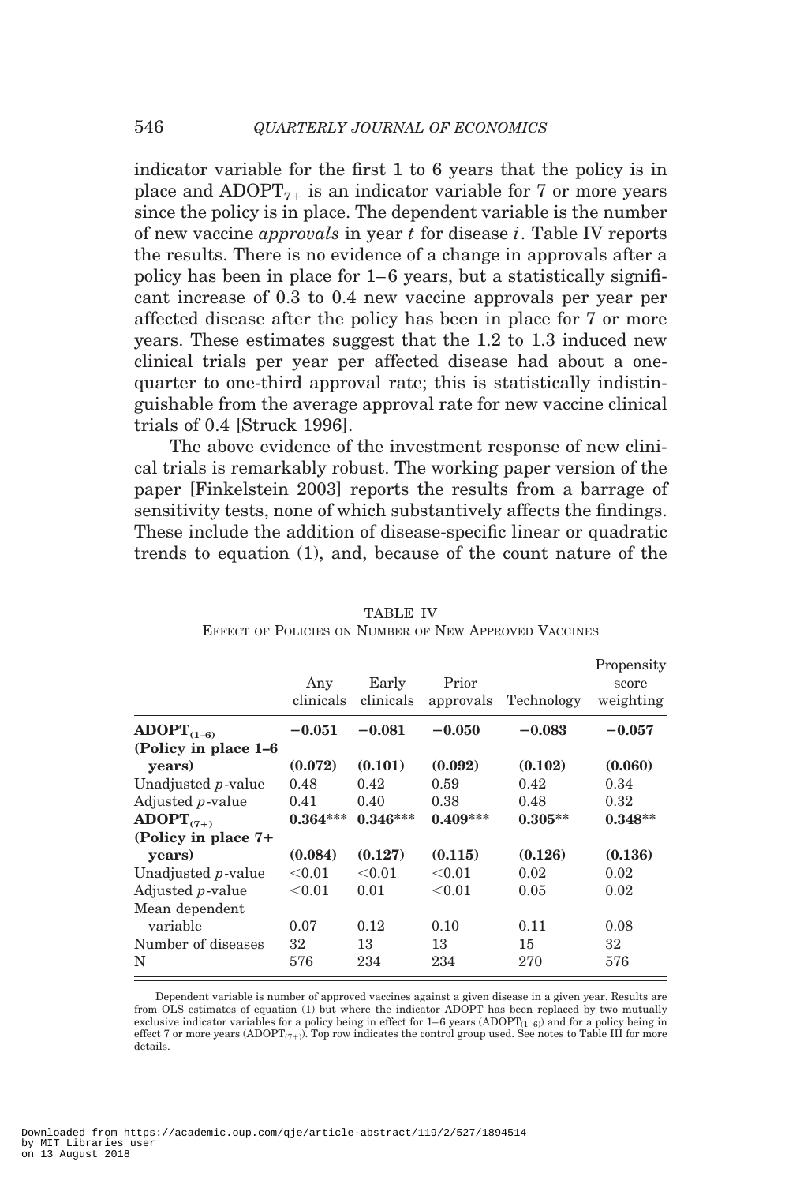indicator variable for the first 1 to 6 years that the policy is in place and $\text{ADOPT}_{7+}$ is an indicator variable for 7 or more years since the policy is in place. The dependent variable is the number of new vaccine *approvals* in year $t$ for disease $i$. Table IV reports the results. There is no evidence of a change in approvals after a policy has been in place for 1–6 years, but a statistically significant increase of 0.3 to 0.4 new vaccine approvals per year per affected disease after the policy has been in place for 7 or more years. These estimates suggest that the 1.2 to 1.3 induced new clinical trials per year per affected disease had about a one-quarter to one-third approval rate; this is statistically indistinguishable from the average approval rate for new vaccine clinical trials of 0.4 [Struck 1996].

The above evidence of the investment response of new clinical trials is remarkably robust. The working paper version of the paper [Finkelstein 2003] reports the results from a barrage of sensitivity tests, none of which substantively affects the findings. These include the addition of disease-specific linear or quadratic trends to equation (1), and, because of the count nature of the

TABLE IV
EFFECT OF POLICIES ON NUMBER OF NEW APPROVED VACCINES

| | Any clinicals | Early clinicals | Prior approvals | Technology | Propensity score weighting |
|---|---|---|---|---|---|
| **$\text{ADOPT}_{(1\text{–}6)}$ (Policy in place 1–6 years)** | **−0.051** | **−0.081** | **−0.050** | **−0.083** | **−0.057** |
| | **(0.072)** | **(0.101)** | **(0.092)** | **(0.102)** | **(0.060)** |
| Unadjusted $p$-value | 0.48 | 0.42 | 0.59 | 0.42 | 0.34 |
| Adjusted $p$-value | 0.41 | 0.40 | 0.38 | 0.48 | 0.32 |
| **$\text{ADOPT}_{(7+)}$ (Policy in place 7+ years)** | **0.364*** ** | **0.346*** ** | **0.409*** ** | **0.305** ** | **0.348** ** |
| | **(0.084)** | **(0.127)** | **(0.115)** | **(0.126)** | **(0.136)** |
| Unadjusted $p$-value | <0.01 | <0.01 | <0.01 | 0.02 | 0.02 |
| Adjusted $p$-value | <0.01 | 0.01 | <0.01 | 0.05 | 0.02 |
| Mean dependent variable | 0.07 | 0.12 | 0.10 | 0.11 | 0.08 |
| Number of diseases | 32 | 13 | 13 | 15 | 32 |
| N | 576 | 234 | 234 | 270 | 576 |

Dependent variable is number of approved vaccines against a given disease in a given year. Results are from OLS estimates of equation (1) but where the indicator ADOPT has been replaced by two mutually exclusive indicator variables for a policy being in effect for 1–6 years ($\text{ADOPT}_{(1\text{–}6)}$) and for a policy being in effect 7 or more years ($\text{ADOPT}_{(7+)}$). Top row indicates the control group used. See notes to Table III for more details.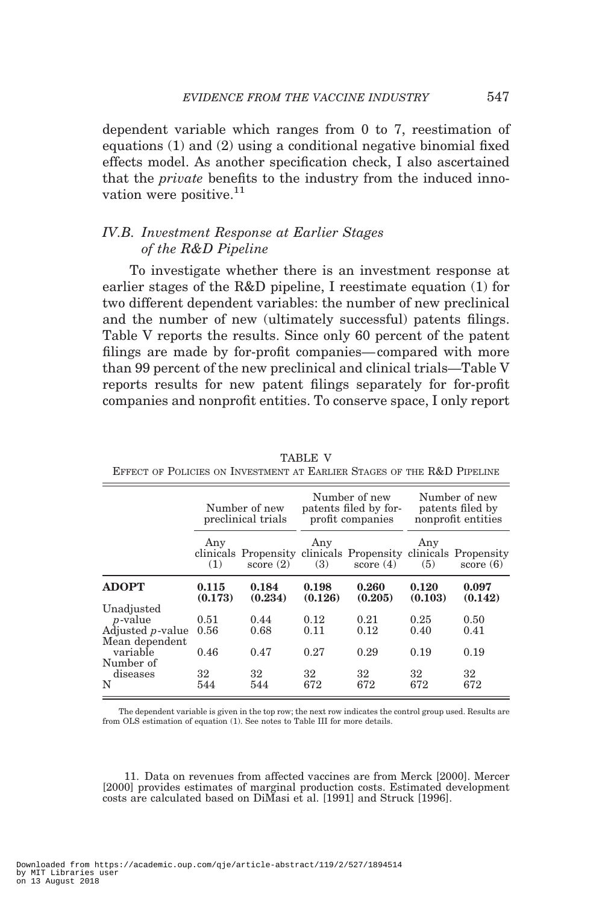dependent variable which ranges from 0 to 7, reestimation of equations (1) and (2) using a conditional negative binomial fixed effects model. As another specification check, I also ascertained that the *private* benefits to the industry from the induced innovation were positive.[11]

### IV.B. Investment Response at Earlier Stages of the R&D Pipeline

To investigate whether there is an investment response at earlier stages of the R&D pipeline, I reestimate equation (1) for two different dependent variables: the number of new preclinical and the number of new (ultimately successful) patents filings. Table V reports the results. Since only 60 percent of the patent filings are made by for-profit companies—compared with more than 99 percent of the new preclinical and clinical trials—Table V reports results for new patent filings separately for for-profit companies and nonprofit entities. To conserve space, I only report

TABLE V
EFFECT OF POLICIES ON INVESTMENT AT EARLIER STAGES OF THE R&D PIPELINE

| | Number of new preclinical trials | | Number of new patents filed by for-profit companies | | Number of new patents filed by nonprofit entities | |
|---|---|---|---|---|---|---|
| | Any clinicals (1) | Propensity score (2) | Any clinicals (3) | Propensity score (4) | Any clinicals (5) | Propensity score (6) |
| **ADOPT** | **0.115** (0.173) | **0.184** (0.234) | **0.198** (0.126) | **0.260** (0.205) | **0.120** (0.103) | **0.097** (0.142) |
| Unadjusted $p$-value | 0.51 | 0.44 | 0.12 | 0.21 | 0.25 | 0.50 |
| Adjusted $p$-value | 0.56 | 0.68 | 0.11 | 0.12 | 0.40 | 0.41 |
| Mean dependent variable | 0.46 | 0.47 | 0.27 | 0.29 | 0.19 | 0.19 |
| Number of diseases | 32 | 32 | 32 | 32 | 32 | 32 |
| N | 544 | 544 | 672 | 672 | 672 | 672 |

The dependent variable is given in the top row; the next row indicates the control group used. Results are from OLS estimation of equation (1). See notes to Table III for more details.

11. Data on revenues from affected vaccines are from Merck [2000]. Mercer [2000] provides estimates of marginal production costs. Estimated development costs are calculated based on DiMasi et al. [1991] and Struck [1996].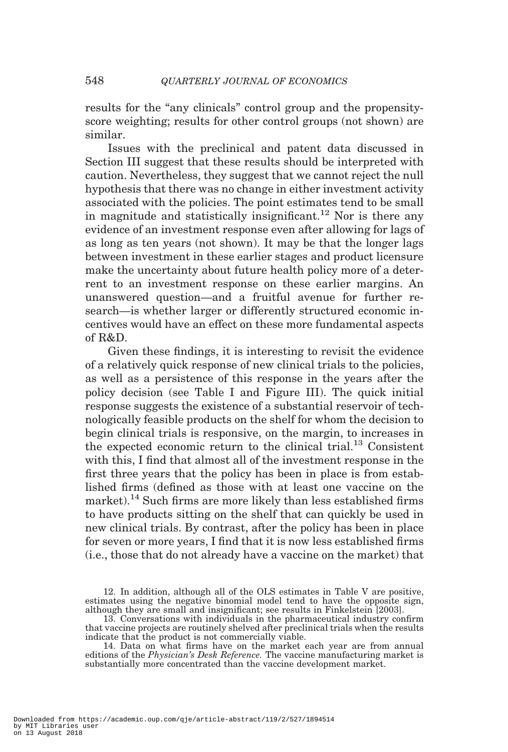results for the "any clinicals" control group and the propensity-score weighting; results for other control groups (not shown) are similar.

Issues with the preclinical and patent data discussed in Section III suggest that these results should be interpreted with caution. Nevertheless, they suggest that we cannot reject the null hypothesis that there was no change in either investment activity associated with the policies. The point estimates tend to be small in magnitude and statistically insignificant.[12] Nor is there any evidence of an investment response even after allowing for lags of as long as ten years (not shown). It may be that the longer lags between investment in these earlier stages and product licensure make the uncertainty about future health policy more of a deterrent to an investment response on these earlier margins. An unanswered question—and a fruitful avenue for further research—is whether larger or differently structured economic incentives would have an effect on these more fundamental aspects of R&D.

Given these findings, it is interesting to revisit the evidence of a relatively quick response of new clinical trials to the policies, as well as a persistence of this response in the years after the policy decision (see Table I and Figure III). The quick initial response suggests the existence of a substantial reservoir of technologically feasible products on the shelf for whom the decision to begin clinical trials is responsive, on the margin, to increases in the expected economic return to the clinical trial.[13] Consistent with this, I find that almost all of the investment response in the first three years that the policy has been in place is from established firms (defined as those with at least one vaccine on the market).[14] Such firms are more likely than less established firms to have products sitting on the shelf that can quickly be used in new clinical trials. By contrast, after the policy has been in place for seven or more years, I find that it is now less established firms (i.e., those that do not already have a vaccine on the market) that

12. In addition, although all of the OLS estimates in Table V are positive, estimates using the negative binomial model tend to have the opposite sign, although they are small and insignificant; see results in Finkelstein [2003].

13. Conversations with individuals in the pharmaceutical industry confirm that vaccine projects are routinely shelved after preclinical trials when the results indicate that the product is not commercially viable.

14. Data on what firms have on the market each year are from annual editions of the *Physician's Desk Reference.* The vaccine manufacturing market is substantially more concentrated than the vaccine development market.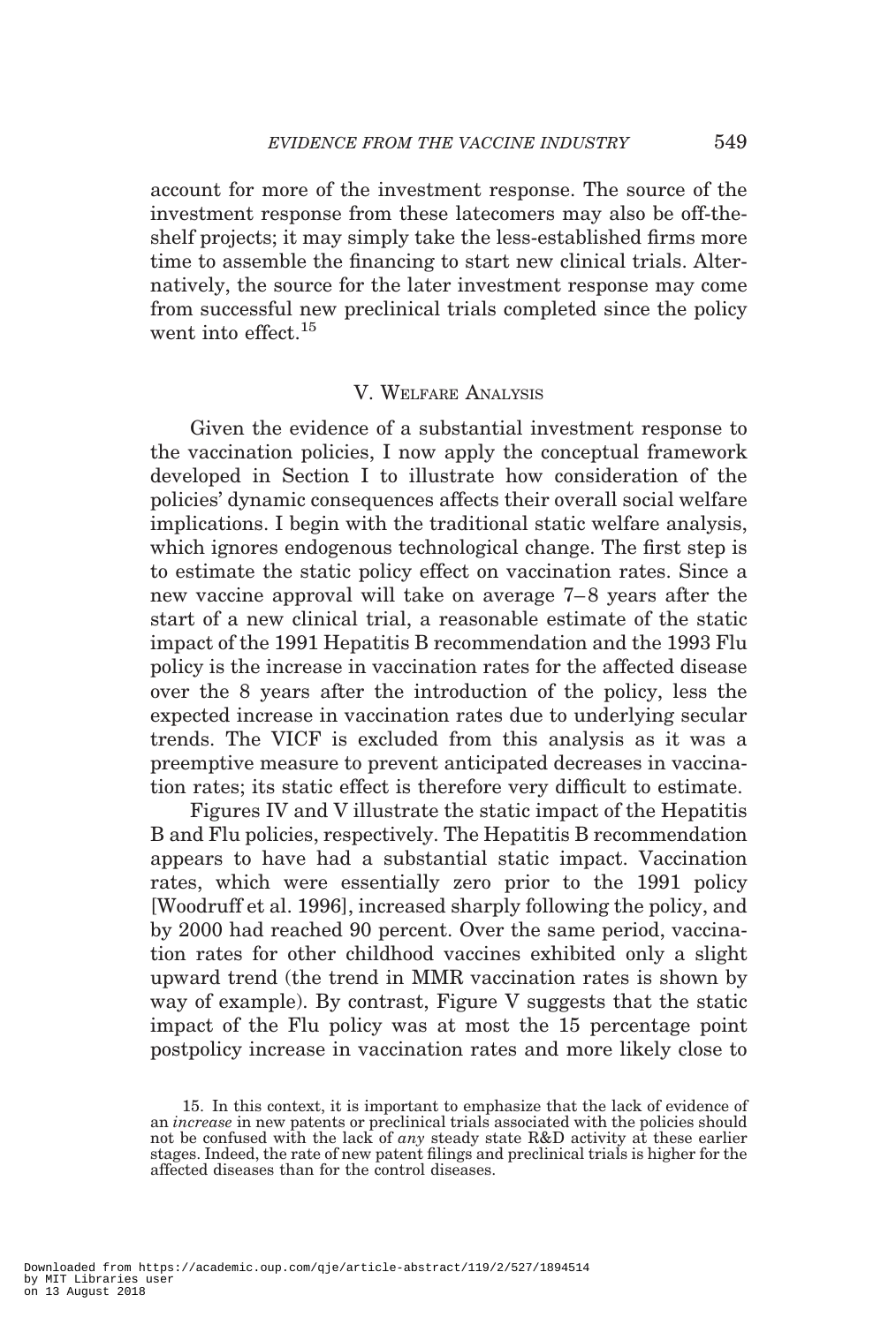account for more of the investment response. The source of the investment response from these latecomers may also be off-the-shelf projects; it may simply take the less-established firms more time to assemble the financing to start new clinical trials. Alternatively, the source for the later investment response may come from successful new preclinical trials completed since the policy went into effect.[15]

## V. Welfare Analysis

Given the evidence of a substantial investment response to the vaccination policies, I now apply the conceptual framework developed in Section I to illustrate how consideration of the policies' dynamic consequences affects their overall social welfare implications. I begin with the traditional static welfare analysis, which ignores endogenous technological change. The first step is to estimate the static policy effect on vaccination rates. Since a new vaccine approval will take on average 7–8 years after the start of a new clinical trial, a reasonable estimate of the static impact of the 1991 Hepatitis B recommendation and the 1993 Flu policy is the increase in vaccination rates for the affected disease over the 8 years after the introduction of the policy, less the expected increase in vaccination rates due to underlying secular trends. The VICF is excluded from this analysis as it was a preemptive measure to prevent anticipated decreases in vaccination rates; its static effect is therefore very difficult to estimate.

Figures IV and V illustrate the static impact of the Hepatitis B and Flu policies, respectively. The Hepatitis B recommendation appears to have had a substantial static impact. Vaccination rates, which were essentially zero prior to the 1991 policy [Woodruff et al. 1996], increased sharply following the policy, and by 2000 had reached 90 percent. Over the same period, vaccination rates for other childhood vaccines exhibited only a slight upward trend (the trend in MMR vaccination rates is shown by way of example). By contrast, Figure V suggests that the static impact of the Flu policy was at most the 15 percentage point postpolicy increase in vaccination rates and more likely close to

15. In this context, it is important to emphasize that the lack of evidence of an *increase* in new patents or preclinical trials associated with the policies should not be confused with the lack of *any* steady state R&D activity at these earlier stages. Indeed, the rate of new patent filings and preclinical trials is higher for the affected diseases than for the control diseases.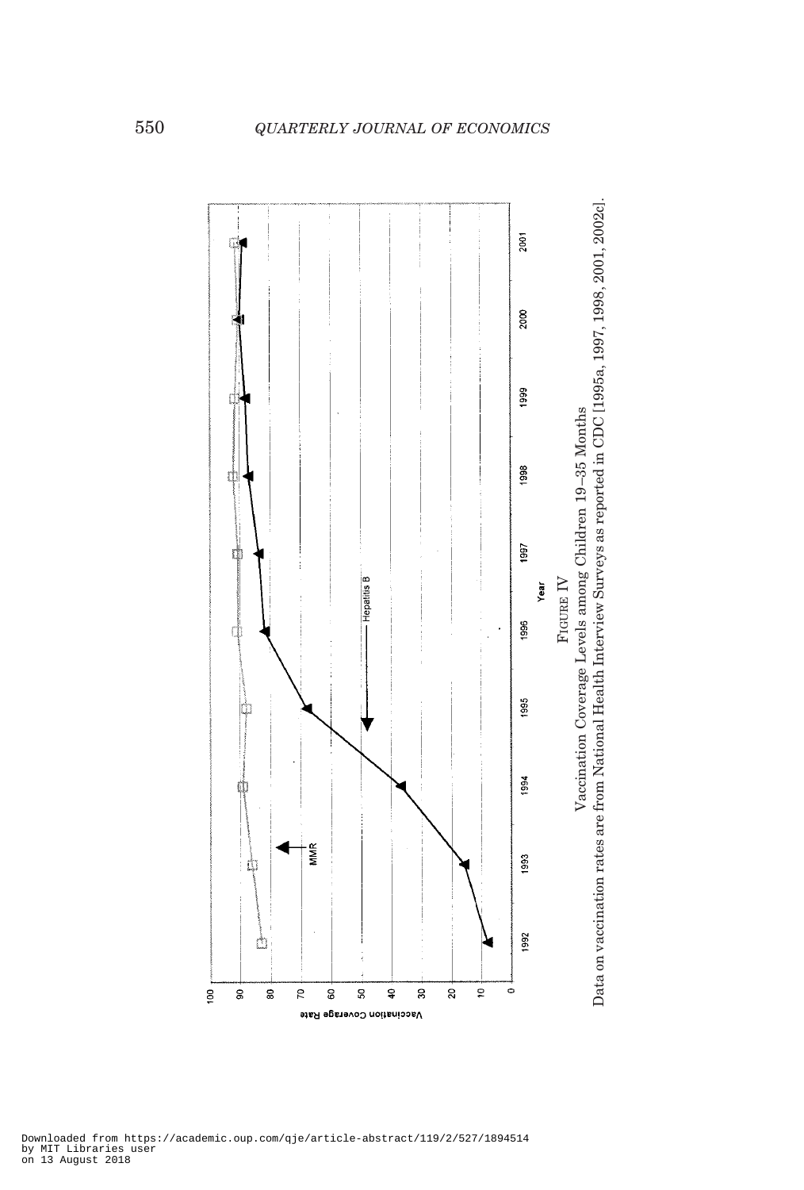FIGURE IV

Vaccination Coverage Levels among Children 19–35 Months

Data on vaccination rates are from National Health Interview Surveys as reported in CDC [1995a, 1997, 1998, 2001, 2002c].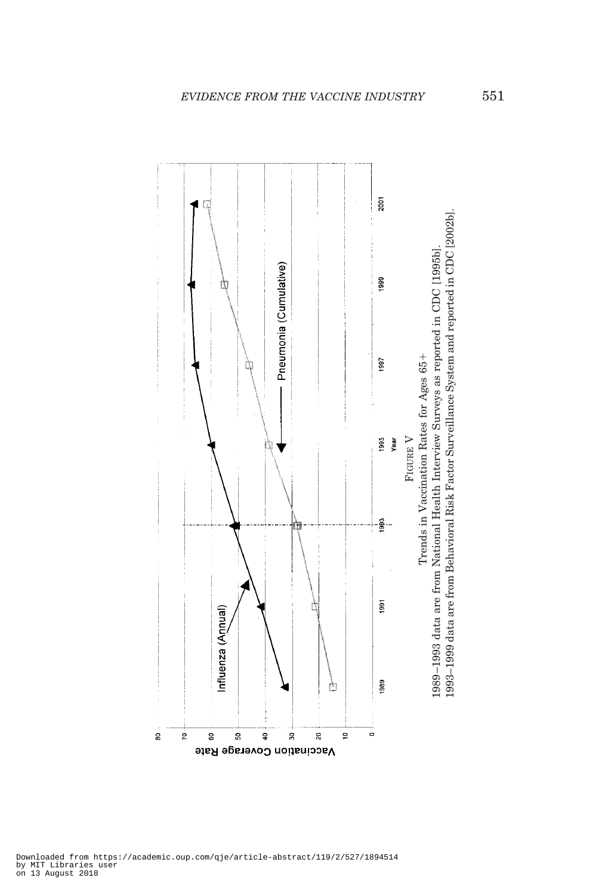FIGURE V

Trends in Vaccination Rates for Ages 65+

1989–1993 data are from National Health Interview Surveys as reported in CDC [1995b].
1993–1999 data are from Behavioral Risk Factor Surveillance System and reported in CDC [2002b].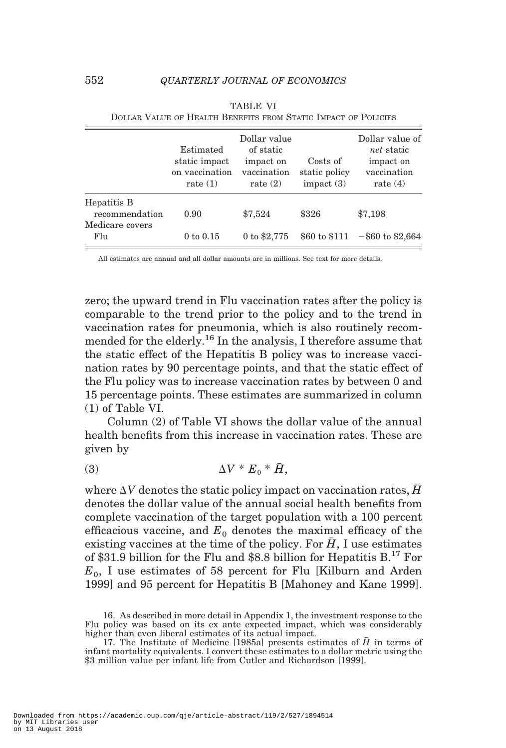TABLE VI
DOLLAR VALUE OF HEALTH BENEFITS FROM STATIC IMPACT OF POLICIES

| | Estimated static impact on vaccination rate (1) | Dollar value of static impact on vaccination rate (2) | Costs of static policy impact (3) | Dollar value of *net* static impact on vaccination rate (4) |
|---|---|---|---|---|
| Hepatitis B recommendation | 0.90 | $7,524 | $326 | $7,198 |
| Medicare covers Flu | 0 to 0.15 | 0 to $2,775 | $60 to $111 | −$60 to $2,664 |

All estimates are annual and all dollar amounts are in millions. See text for more details.

zero; the upward trend in Flu vaccination rates after the policy is comparable to the trend prior to the policy and to the trend in vaccination rates for pneumonia, which is also routinely recommended for the elderly.[16] In the analysis, I therefore assume that the static effect of the Hepatitis B policy was to increase vaccination rates by 90 percentage points, and that the static effect of the Flu policy was to increase vaccination rates by between 0 and 15 percentage points. These estimates are summarized in column (1) of Table VI.

Column (2) of Table VI shows the dollar value of the annual health benefits from this increase in vaccination rates. These are given by

$$\Delta V * E_0 * \bar{H}, \tag{3}$$

where $\Delta V$ denotes the static policy impact on vaccination rates, $\bar{H}$ denotes the dollar value of the annual social health benefits from complete vaccination of the target population with a 100 percent efficacious vaccine, and $E_0$ denotes the maximal efficacy of the existing vaccines at the time of the policy. For $\bar{H}$, I use estimates of $31.9 billion for the Flu and $8.8 billion for Hepatitis B.[17] For $E_0$, I use estimates of 58 percent for Flu [Kilburn and Arden 1999] and 95 percent for Hepatitis B [Mahoney and Kane 1999].

16. As described in more detail in Appendix 1, the investment response to the Flu policy was based on its ex ante expected impact, which was considerably higher than even liberal estimates of its actual impact.

17. The Institute of Medicine [1985a] presents estimates of $\bar{H}$ in terms of infant mortality equivalents. I convert these estimates to a dollar metric using the $3 million value per infant life from Cutler and Richardson [1999].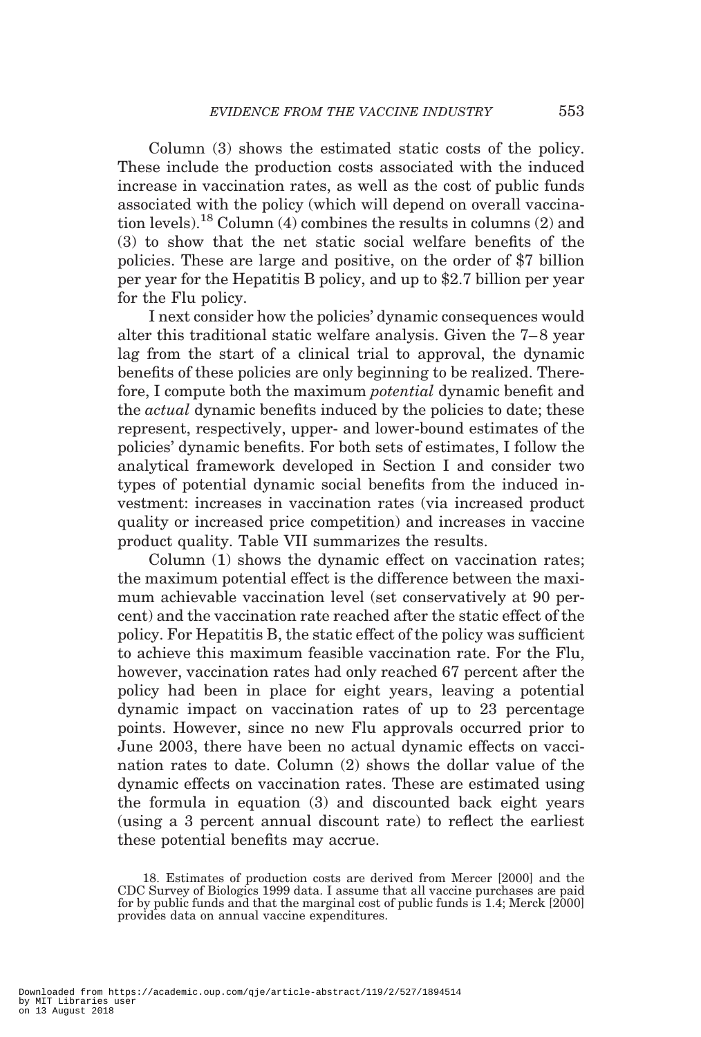Column (3) shows the estimated static costs of the policy. These include the production costs associated with the induced increase in vaccination rates, as well as the cost of public funds associated with the policy (which will depend on overall vaccination levels).[18] Column (4) combines the results in columns (2) and (3) to show that the net static social welfare benefits of the policies. These are large and positive, on the order of $7 billion per year for the Hepatitis B policy, and up to $2.7 billion per year for the Flu policy.

I next consider how the policies' dynamic consequences would alter this traditional static welfare analysis. Given the 7–8 year lag from the start of a clinical trial to approval, the dynamic benefits of these policies are only beginning to be realized. Therefore, I compute both the maximum *potential* dynamic benefit and the *actual* dynamic benefits induced by the policies to date; these represent, respectively, upper- and lower-bound estimates of the policies' dynamic benefits. For both sets of estimates, I follow the analytical framework developed in Section I and consider two types of potential dynamic social benefits from the induced investment: increases in vaccination rates (via increased product quality or increased price competition) and increases in vaccine product quality. Table VII summarizes the results.

Column (1) shows the dynamic effect on vaccination rates; the maximum potential effect is the difference between the maximum achievable vaccination level (set conservatively at 90 percent) and the vaccination rate reached after the static effect of the policy. For Hepatitis B, the static effect of the policy was sufficient to achieve this maximum feasible vaccination rate. For the Flu, however, vaccination rates had only reached 67 percent after the policy had been in place for eight years, leaving a potential dynamic impact on vaccination rates of up to 23 percentage points. However, since no new Flu approvals occurred prior to June 2003, there have been no actual dynamic effects on vaccination rates to date. Column (2) shows the dollar value of the dynamic effects on vaccination rates. These are estimated using the formula in equation (3) and discounted back eight years (using a 3 percent annual discount rate) to reflect the earliest these potential benefits may accrue.

18. Estimates of production costs are derived from Mercer [2000] and the CDC Survey of Biologics 1999 data. I assume that all vaccine purchases are paid for by public funds and that the marginal cost of public funds is 1.4; Merck [2000] provides data on annual vaccine expenditures.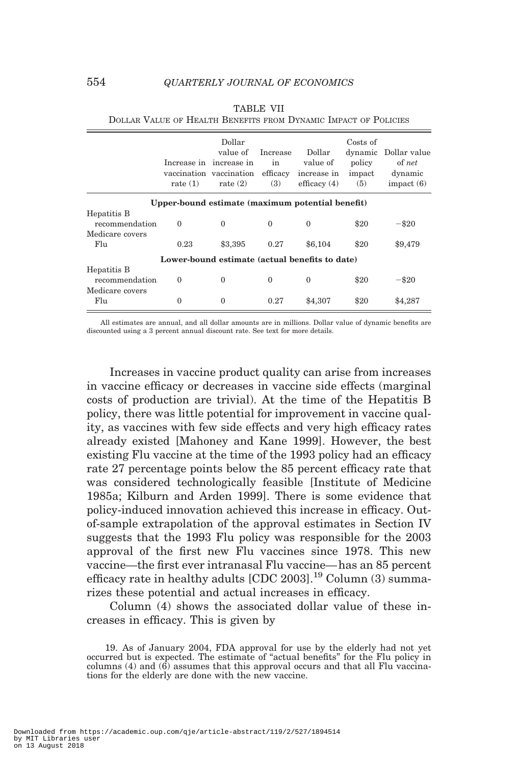TABLE VII

DOLLAR VALUE OF HEALTH BENEFITS FROM DYNAMIC IMPACT OF POLICIES

| | Increase in vaccination rate (1) | Dollar value of increase in vaccination rate (2) | Increase in efficacy (3) | Dollar value of increase in efficacy (4) | Costs of dynamic policy impact (5) | Dollar value of *net* dynamic impact (6) |
|---|---|---|---|---|---|---|
| **Upper-bound estimate (maximum potential benefit)** | | | | | | |
| Hepatitis B recommendation | 0 | 0 | 0 | 0 | \$20 | −\$20 |
| Medicare covers Flu | 0.23 | \$3,395 | 0.27 | \$6,104 | \$20 | \$9,479 |
| **Lower-bound estimate (actual benefits to date)** | | | | | | |
| Hepatitis B recommendation | 0 | 0 | 0 | 0 | \$20 | −\$20 |
| Medicare covers Flu | 0 | 0 | 0.27 | \$4,307 | \$20 | \$4,287 |

All estimates are annual, and all dollar amounts are in millions. Dollar value of dynamic benefits are discounted using a 3 percent annual discount rate. See text for more details.

Increases in vaccine product quality can arise from increases in vaccine efficacy or decreases in vaccine side effects (marginal costs of production are trivial). At the time of the Hepatitis B policy, there was little potential for improvement in vaccine quality, as vaccines with few side effects and very high efficacy rates already existed [Mahoney and Kane 1999]. However, the best existing Flu vaccine at the time of the 1993 policy had an efficacy rate 27 percentage points below the 85 percent efficacy rate that was considered technologically feasible [Institute of Medicine 1985a; Kilburn and Arden 1999]. There is some evidence that policy-induced innovation achieved this increase in efficacy. Out-of-sample extrapolation of the approval estimates in Section IV suggests that the 1993 Flu policy was responsible for the 2003 approval of the first new Flu vaccines since 1978. This new vaccine—the first ever intranasal Flu vaccine—has an 85 percent efficacy rate in healthy adults [CDC 2003].[19] Column (3) summarizes these potential and actual increases in efficacy.

Column (4) shows the associated dollar value of these increases in efficacy. This is given by

19. As of January 2004, FDA approval for use by the elderly had not yet occurred but is expected. The estimate of "actual benefits" for the Flu policy in columns (4) and (6) assumes that this approval occurs and that all Flu vaccinations for the elderly are done with the new vaccine.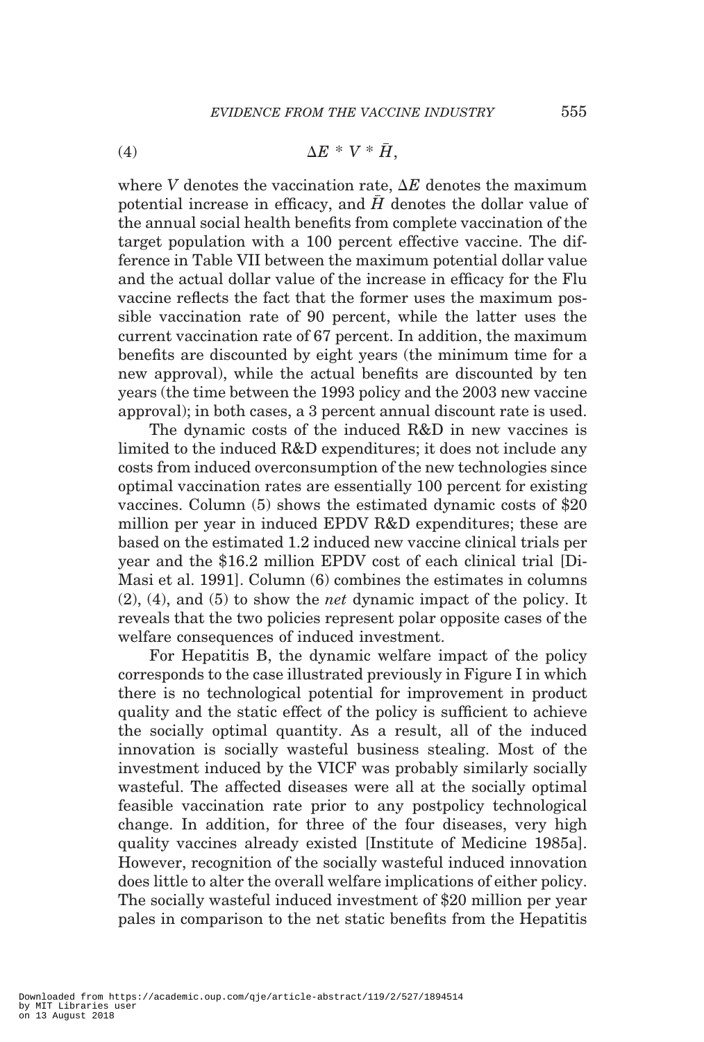$$\Delta E * V * \bar{H}, \tag{4}$$

where $V$ denotes the vaccination rate, $\Delta E$ denotes the maximum potential increase in efficacy, and $\bar{H}$ denotes the dollar value of the annual social health benefits from complete vaccination of the target population with a 100 percent effective vaccine. The difference in Table VII between the maximum potential dollar value and the actual dollar value of the increase in efficacy for the Flu vaccine reflects the fact that the former uses the maximum possible vaccination rate of 90 percent, while the latter uses the current vaccination rate of 67 percent. In addition, the maximum benefits are discounted by eight years (the minimum time for a new approval), while the actual benefits are discounted by ten years (the time between the 1993 policy and the 2003 new vaccine approval); in both cases, a 3 percent annual discount rate is used.

The dynamic costs of the induced R&D in new vaccines is limited to the induced R&D expenditures; it does not include any costs from induced overconsumption of the new technologies since optimal vaccination rates are essentially 100 percent for existing vaccines. Column (5) shows the estimated dynamic costs of $20 million per year in induced EPDV R&D expenditures; these are based on the estimated 1.2 induced new vaccine clinical trials per year and the $16.2 million EPDV cost of each clinical trial [DiMasi et al. 1991]. Column (6) combines the estimates in columns (2), (4), and (5) to show the *net* dynamic impact of the policy. It reveals that the two policies represent polar opposite cases of the welfare consequences of induced investment.

For Hepatitis B, the dynamic welfare impact of the policy corresponds to the case illustrated previously in Figure I in which there is no technological potential for improvement in product quality and the static effect of the policy is sufficient to achieve the socially optimal quantity. As a result, all of the induced innovation is socially wasteful business stealing. Most of the investment induced by the VICF was probably similarly socially wasteful. The affected diseases were all at the socially optimal feasible vaccination rate prior to any postpolicy technological change. In addition, for three of the four diseases, very high quality vaccines already existed [Institute of Medicine 1985a]. However, recognition of the socially wasteful induced innovation does little to alter the overall welfare implications of either policy. The socially wasteful induced investment of $20 million per year pales in comparison to the net static benefits from the Hepatitis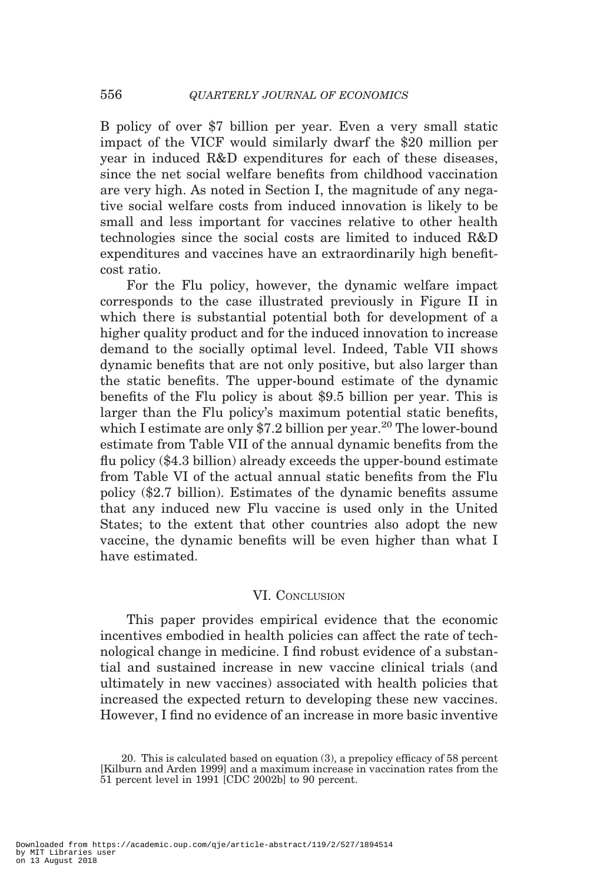B policy of over $7 billion per year. Even a very small static impact of the VICF would similarly dwarf the $20 million per year in induced R&D expenditures for each of these diseases, since the net social welfare benefits from childhood vaccination are very high. As noted in Section I, the magnitude of any negative social welfare costs from induced innovation is likely to be small and less important for vaccines relative to other health technologies since the social costs are limited to induced R&D expenditures and vaccines have an extraordinarily high benefit-cost ratio.

For the Flu policy, however, the dynamic welfare impact corresponds to the case illustrated previously in Figure II in which there is substantial potential both for development of a higher quality product and for the induced innovation to increase demand to the socially optimal level. Indeed, Table VII shows dynamic benefits that are not only positive, but also larger than the static benefits. The upper-bound estimate of the dynamic benefits of the Flu policy is about $9.5 billion per year. This is larger than the Flu policy's maximum potential static benefits, which I estimate are only $7.2 billion per year.[20] The lower-bound estimate from Table VII of the annual dynamic benefits from the flu policy ($4.3 billion) already exceeds the upper-bound estimate from Table VI of the actual annual static benefits from the Flu policy ($2.7 billion). Estimates of the dynamic benefits assume that any induced new Flu vaccine is used only in the United States; to the extent that other countries also adopt the new vaccine, the dynamic benefits will be even higher than what I have estimated.

## VI. Conclusion

This paper provides empirical evidence that the economic incentives embodied in health policies can affect the rate of technological change in medicine. I find robust evidence of a substantial and sustained increase in new vaccine clinical trials (and ultimately in new vaccines) associated with health policies that increased the expected return to developing these new vaccines. However, I find no evidence of an increase in more basic inventive

20. This is calculated based on equation (3), a prepolicy efficacy of 58 percent [Kilburn and Arden 1999] and a maximum increase in vaccination rates from the 51 percent level in 1991 [CDC 2002b] to 90 percent.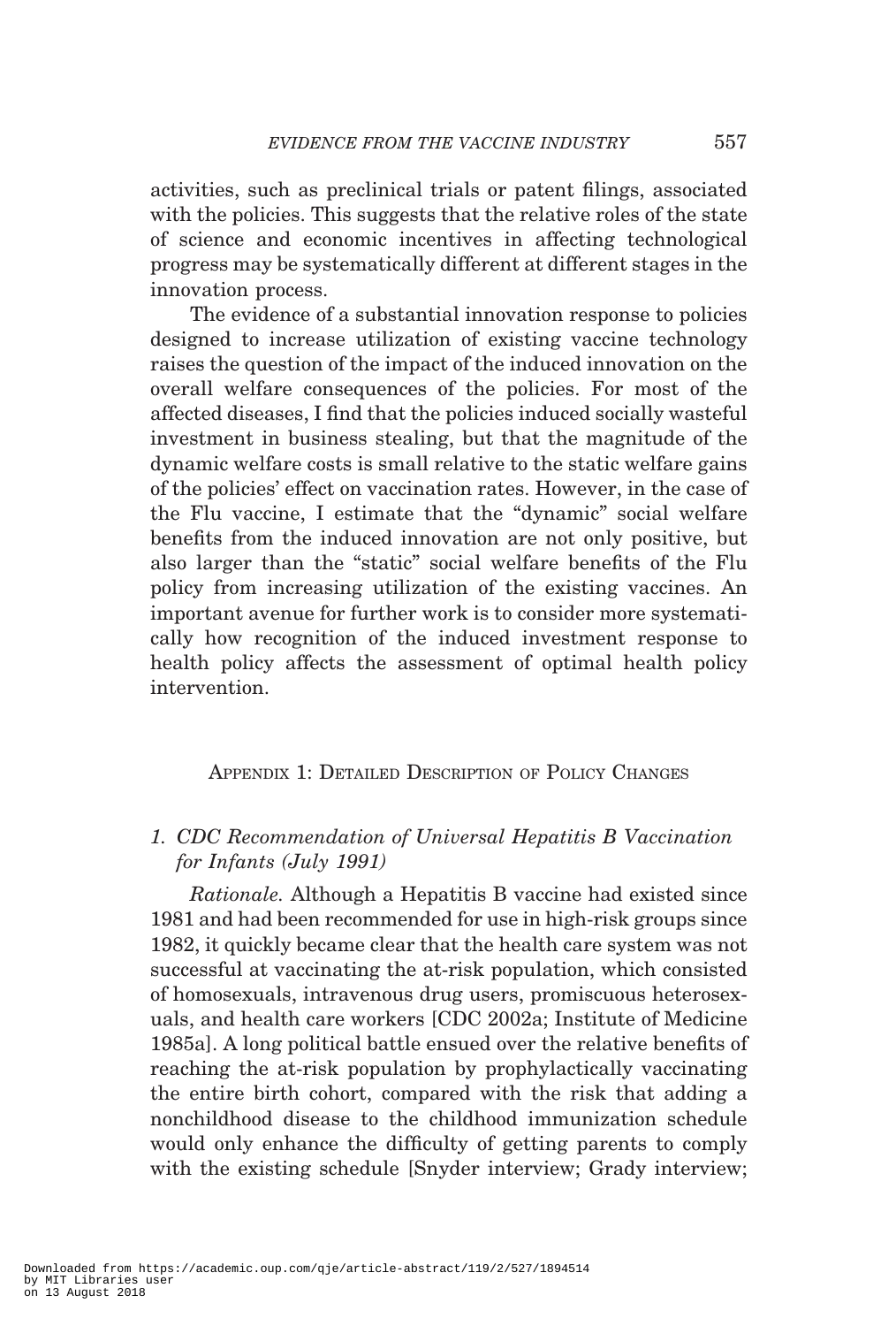activities, such as preclinical trials or patent filings, associated with the policies. This suggests that the relative roles of the state of science and economic incentives in affecting technological progress may be systematically different at different stages in the innovation process.

The evidence of a substantial innovation response to policies designed to increase utilization of existing vaccine technology raises the question of the impact of the induced innovation on the overall welfare consequences of the policies. For most of the affected diseases, I find that the policies induced socially wasteful investment in business stealing, but that the magnitude of the dynamic welfare costs is small relative to the static welfare gains of the policies' effect on vaccination rates. However, in the case of the Flu vaccine, I estimate that the "dynamic" social welfare benefits from the induced innovation are not only positive, but also larger than the "static" social welfare benefits of the Flu policy from increasing utilization of the existing vaccines. An important avenue for further work is to consider more systematically how recognition of the induced investment response to health policy affects the assessment of optimal health policy intervention.

## Appendix 1: Detailed Description of Policy Changes

### *1. CDC Recommendation of Universal Hepatitis B Vaccination for Infants (July 1991)*

*Rationale.* Although a Hepatitis B vaccine had existed since 1981 and had been recommended for use in high-risk groups since 1982, it quickly became clear that the health care system was not successful at vaccinating the at-risk population, which consisted of homosexuals, intravenous drug users, promiscuous heterosexuals, and health care workers [CDC 2002a; Institute of Medicine 1985a]. A long political battle ensued over the relative benefits of reaching the at-risk population by prophylactically vaccinating the entire birth cohort, compared with the risk that adding a nonchildhood disease to the childhood immunization schedule would only enhance the difficulty of getting parents to comply with the existing schedule [Snyder interview; Grady interview;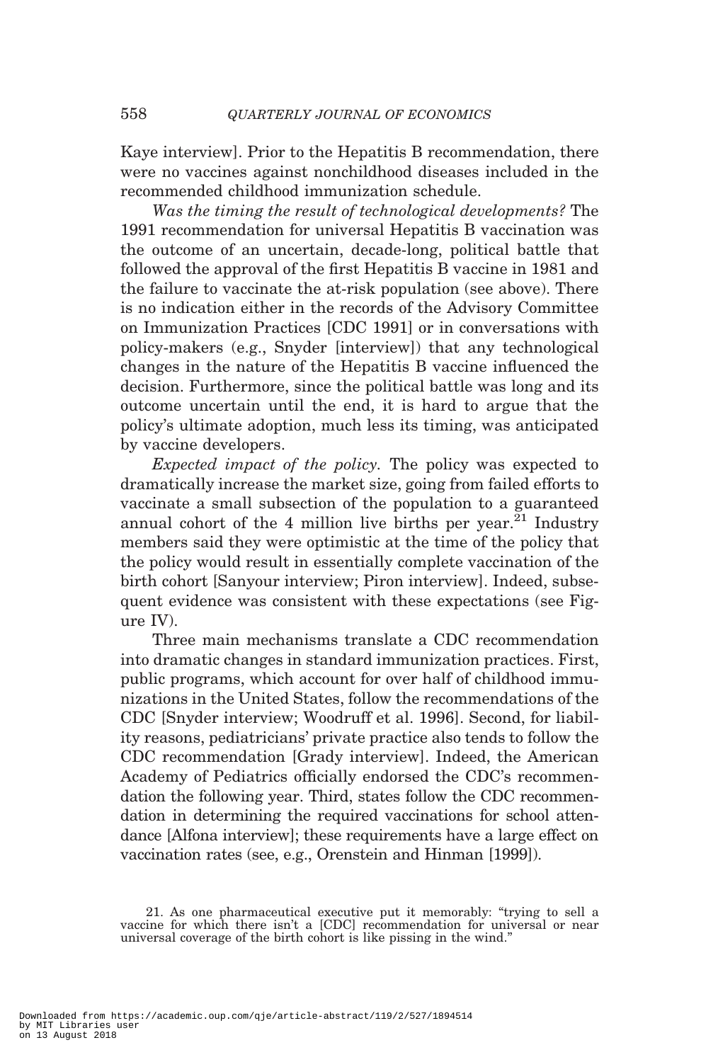Kaye interview]. Prior to the Hepatitis B recommendation, there were no vaccines against nonchildhood diseases included in the recommended childhood immunization schedule.

*Was the timing the result of technological developments?* The 1991 recommendation for universal Hepatitis B vaccination was the outcome of an uncertain, decade-long, political battle that followed the approval of the first Hepatitis B vaccine in 1981 and the failure to vaccinate the at-risk population (see above). There is no indication either in the records of the Advisory Committee on Immunization Practices [CDC 1991] or in conversations with policy-makers (e.g., Snyder [interview]) that any technological changes in the nature of the Hepatitis B vaccine influenced the decision. Furthermore, since the political battle was long and its outcome uncertain until the end, it is hard to argue that the policy's ultimate adoption, much less its timing, was anticipated by vaccine developers.

*Expected impact of the policy.* The policy was expected to dramatically increase the market size, going from failed efforts to vaccinate a small subsection of the population to a guaranteed annual cohort of the 4 million live births per year.[21] Industry members said they were optimistic at the time of the policy that the policy would result in essentially complete vaccination of the birth cohort [Sanyour interview; Piron interview]. Indeed, subsequent evidence was consistent with these expectations (see Figure IV).

Three main mechanisms translate a CDC recommendation into dramatic changes in standard immunization practices. First, public programs, which account for over half of childhood immunizations in the United States, follow the recommendations of the CDC [Snyder interview; Woodruff et al. 1996]. Second, for liability reasons, pediatricians' private practice also tends to follow the CDC recommendation [Grady interview]. Indeed, the American Academy of Pediatrics officially endorsed the CDC's recommendation the following year. Third, states follow the CDC recommendation in determining the required vaccinations for school attendance [Alfona interview]; these requirements have a large effect on vaccination rates (see, e.g., Orenstein and Hinman [1999]).

21. As one pharmaceutical executive put it memorably: "trying to sell a vaccine for which there isn't a [CDC] recommendation for universal or near universal coverage of the birth cohort is like pissing in the wind."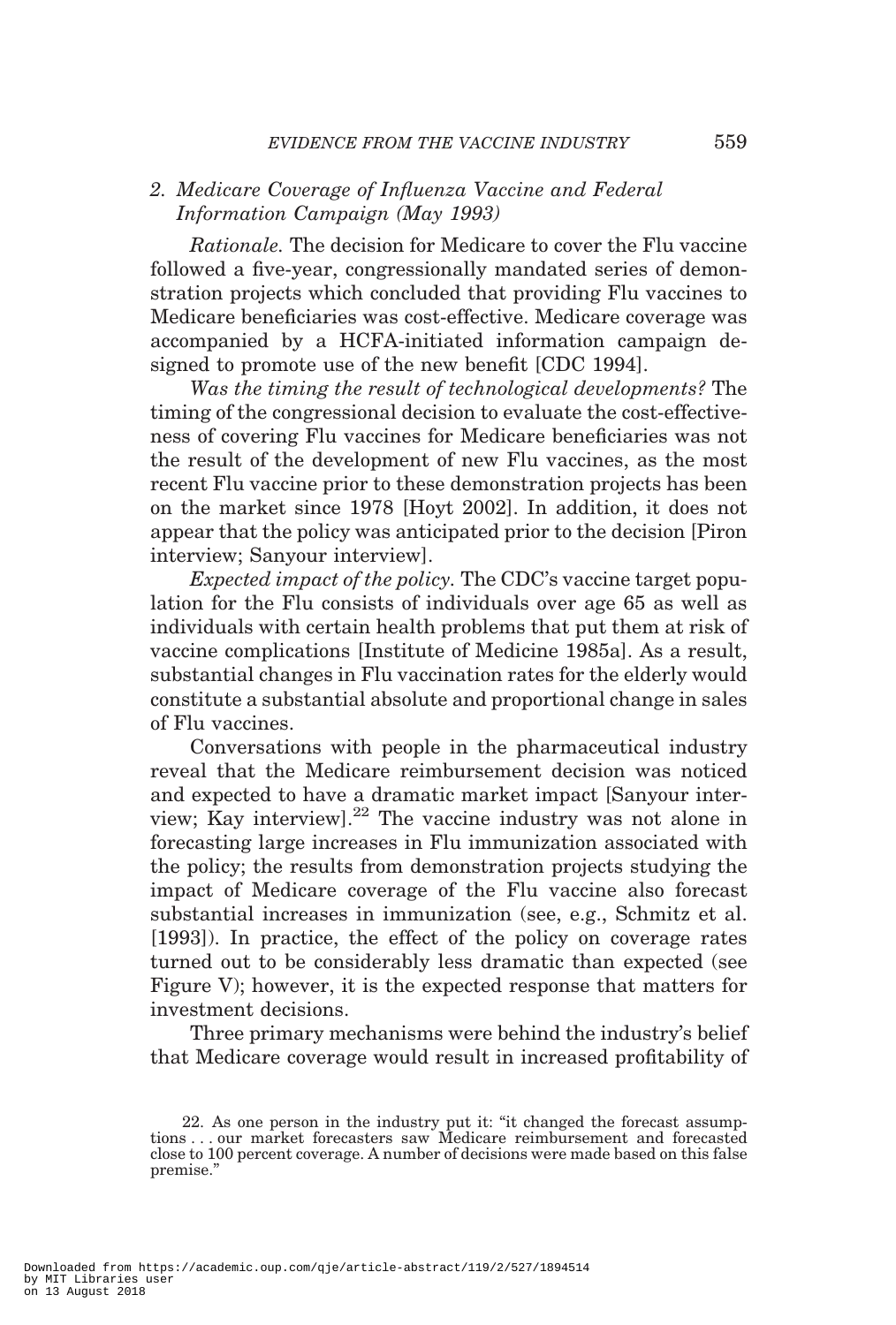### 2. Medicare Coverage of Influenza Vaccine and Federal Information Campaign (May 1993)

*Rationale.* The decision for Medicare to cover the Flu vaccine followed a five-year, congressionally mandated series of demonstration projects which concluded that providing Flu vaccines to Medicare beneficiaries was cost-effective. Medicare coverage was accompanied by a HCFA-initiated information campaign designed to promote use of the new benefit [CDC 1994].

*Was the timing the result of technological developments?* The timing of the congressional decision to evaluate the cost-effectiveness of covering Flu vaccines for Medicare beneficiaries was not the result of the development of new Flu vaccines, as the most recent Flu vaccine prior to these demonstration projects has been on the market since 1978 [Hoyt 2002]. In addition, it does not appear that the policy was anticipated prior to the decision [Piron interview; Sanyour interview].

*Expected impact of the policy.* The CDC's vaccine target population for the Flu consists of individuals over age 65 as well as individuals with certain health problems that put them at risk of vaccine complications [Institute of Medicine 1985a]. As a result, substantial changes in Flu vaccination rates for the elderly would constitute a substantial absolute and proportional change in sales of Flu vaccines.

Conversations with people in the pharmaceutical industry reveal that the Medicare reimbursement decision was noticed and expected to have a dramatic market impact [Sanyour interview; Kay interview].[22] The vaccine industry was not alone in forecasting large increases in Flu immunization associated with the policy; the results from demonstration projects studying the impact of Medicare coverage of the Flu vaccine also forecast substantial increases in immunization (see, e.g., Schmitz et al. [1993]). In practice, the effect of the policy on coverage rates turned out to be considerably less dramatic than expected (see Figure V); however, it is the expected response that matters for investment decisions.

Three primary mechanisms were behind the industry's belief that Medicare coverage would result in increased profitability of

22. As one person in the industry put it: "it changed the forecast assumptions . . . our market forecasters saw Medicare reimbursement and forecasted close to 100 percent coverage. A number of decisions were made based on this false premise."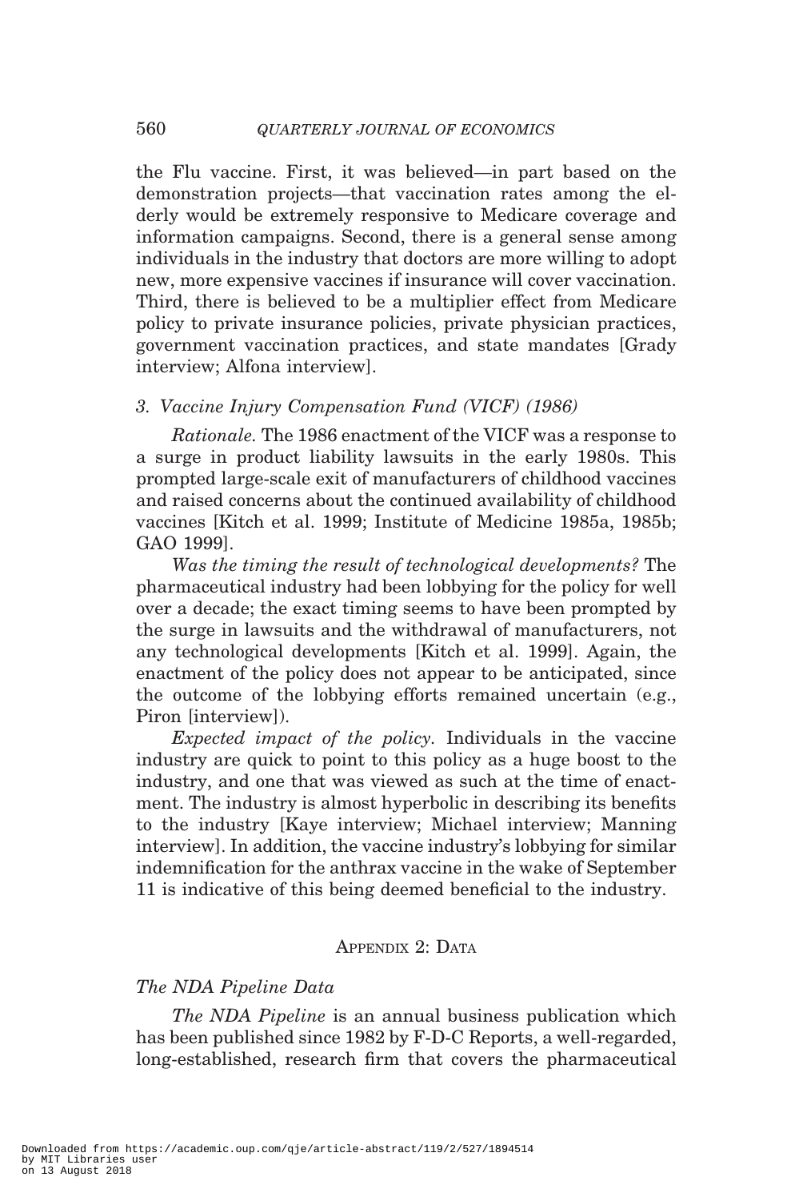the Flu vaccine. First, it was believed—in part based on the demonstration projects—that vaccination rates among the elderly would be extremely responsive to Medicare coverage and information campaigns. Second, there is a general sense among individuals in the industry that doctors are more willing to adopt new, more expensive vaccines if insurance will cover vaccination. Third, there is believed to be a multiplier effect from Medicare policy to private insurance policies, private physician practices, government vaccination practices, and state mandates [Grady interview; Alfona interview].

### *3. Vaccine Injury Compensation Fund (VICF) (1986)*

*Rationale.* The 1986 enactment of the VICF was a response to a surge in product liability lawsuits in the early 1980s. This prompted large-scale exit of manufacturers of childhood vaccines and raised concerns about the continued availability of childhood vaccines [Kitch et al. 1999; Institute of Medicine 1985a, 1985b; GAO 1999].

*Was the timing the result of technological developments?* The pharmaceutical industry had been lobbying for the policy for well over a decade; the exact timing seems to have been prompted by the surge in lawsuits and the withdrawal of manufacturers, not any technological developments [Kitch et al. 1999]. Again, the enactment of the policy does not appear to be anticipated, since the outcome of the lobbying efforts remained uncertain (e.g., Piron [interview]).

*Expected impact of the policy.* Individuals in the vaccine industry are quick to point to this policy as a huge boost to the industry, and one that was viewed as such at the time of enactment. The industry is almost hyperbolic in describing its benefits to the industry [Kaye interview; Michael interview; Manning interview]. In addition, the vaccine industry's lobbying for similar indemnification for the anthrax vaccine in the wake of September 11 is indicative of this being deemed beneficial to the industry.

## Appendix 2: Data

### *The NDA Pipeline Data*

*The NDA Pipeline* is an annual business publication which has been published since 1982 by F-D-C Reports, a well-regarded, long-established, research firm that covers the pharmaceutical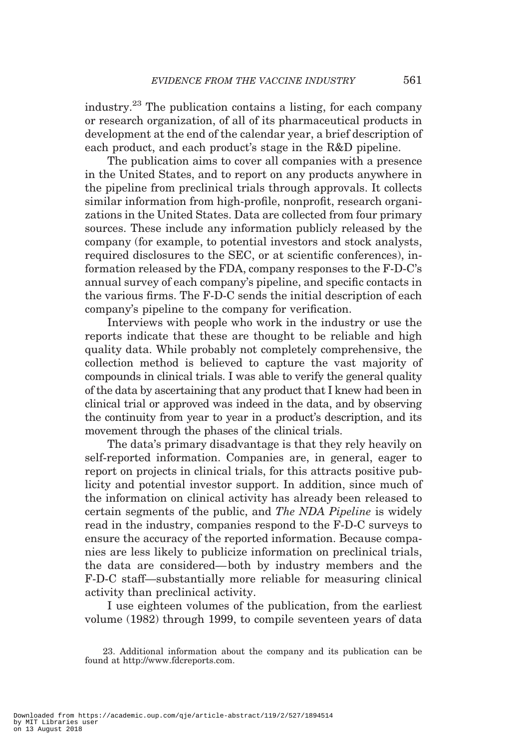industry.[23] The publication contains a listing, for each company or research organization, of all of its pharmaceutical products in development at the end of the calendar year, a brief description of each product, and each product's stage in the R&D pipeline.

The publication aims to cover all companies with a presence in the United States, and to report on any products anywhere in the pipeline from preclinical trials through approvals. It collects similar information from high-profile, nonprofit, research organizations in the United States. Data are collected from four primary sources. These include any information publicly released by the company (for example, to potential investors and stock analysts, required disclosures to the SEC, or at scientific conferences), information released by the FDA, company responses to the F-D-C's annual survey of each company's pipeline, and specific contacts in the various firms. The F-D-C sends the initial description of each company's pipeline to the company for verification.

Interviews with people who work in the industry or use the reports indicate that these are thought to be reliable and high quality data. While probably not completely comprehensive, the collection method is believed to capture the vast majority of compounds in clinical trials. I was able to verify the general quality of the data by ascertaining that any product that I knew had been in clinical trial or approved was indeed in the data, and by observing the continuity from year to year in a product's description, and its movement through the phases of the clinical trials.

The data's primary disadvantage is that they rely heavily on self-reported information. Companies are, in general, eager to report on projects in clinical trials, for this attracts positive publicity and potential investor support. In addition, since much of the information on clinical activity has already been released to certain segments of the public, and *The NDA Pipeline* is widely read in the industry, companies respond to the F-D-C surveys to ensure the accuracy of the reported information. Because companies are less likely to publicize information on preclinical trials, the data are considered—both by industry members and the F-D-C staff—substantially more reliable for measuring clinical activity than preclinical activity.

I use eighteen volumes of the publication, from the earliest volume (1982) through 1999, to compile seventeen years of data

23. Additional information about the company and its publication can be found at http://www.fdcreports.com.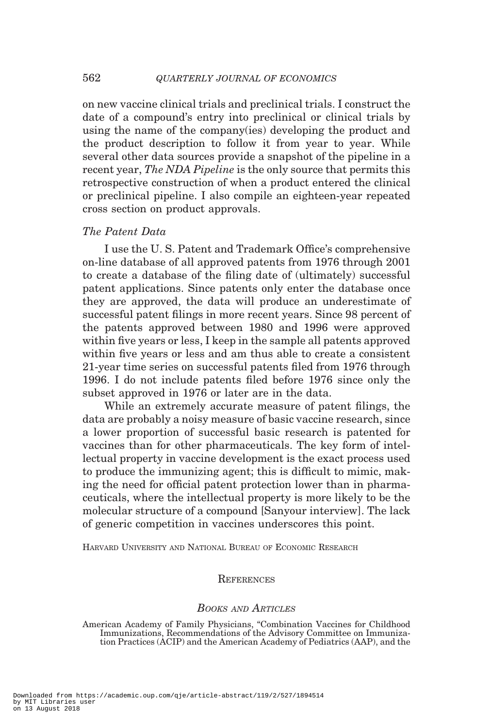on new vaccine clinical trials and preclinical trials. I construct the date of a compound's entry into preclinical or clinical trials by using the name of the company(ies) developing the product and the product description to follow it from year to year. While several other data sources provide a snapshot of the pipeline in a recent year, *The NDA Pipeline* is the only source that permits this retrospective construction of when a product entered the clinical or preclinical pipeline. I also compile an eighteen-year repeated cross section on product approvals.

### *The Patent Data*

I use the U. S. Patent and Trademark Office's comprehensive on-line database of all approved patents from 1976 through 2001 to create a database of the filing date of (ultimately) successful patent applications. Since patents only enter the database once they are approved, the data will produce an underestimate of successful patent filings in more recent years. Since 98 percent of the patents approved between 1980 and 1996 were approved within five years or less, I keep in the sample all patents approved within five years or less and am thus able to create a consistent 21-year time series on successful patents filed from 1976 through 1996. I do not include patents filed before 1976 since only the subset approved in 1976 or later are in the data.

While an extremely accurate measure of patent filings, the data are probably a noisy measure of basic vaccine research, since a lower proportion of successful basic research is patented for vaccines than for other pharmaceuticals. The key form of intellectual property in vaccine development is the exact process used to produce the immunizing agent; this is difficult to mimic, making the need for official patent protection lower than in pharmaceuticals, where the intellectual property is more likely to be the molecular structure of a compound [Sanyour interview]. The lack of generic competition in vaccines underscores this point.

Harvard University and National Bureau of Economic Research

## References

### *Books and Articles*

American Academy of Family Physicians, "Combination Vaccines for Childhood Immunizations, Recommendations of the Advisory Committee on Immunization Practices (ACIP) and the American Academy of Pediatrics (AAP), and the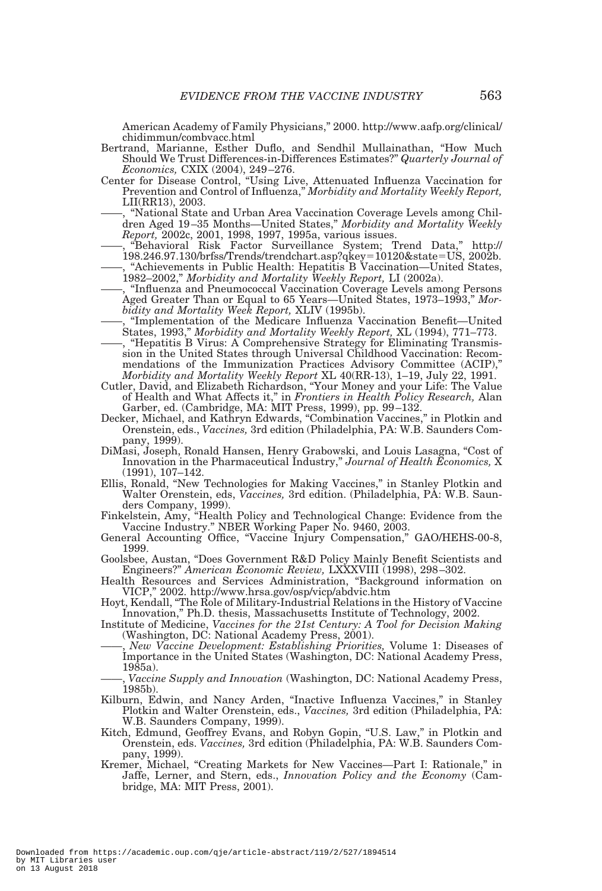American Academy of Family Physicians," 2000. http://www.aafp.org/clinical/chidimmun/combvacc.html

Bertrand, Marianne, Esther Duflo, and Sendhil Mullainathan, "How Much Should We Trust Differences-in-Differences Estimates?" *Quarterly Journal of Economics,* CXIX (2004), 249–276.

Center for Disease Control, "Using Live, Attenuated Influenza Vaccination for Prevention and Control of Influenza," *Morbidity and Mortality Weekly Report,* LII(RR13), 2003.

——, "National State and Urban Area Vaccination Coverage Levels among Children Aged 19–35 Months—United States," *Morbidity and Mortality Weekly Report,* 2002c, 2001, 1998, 1997, 1995a, various issues.

——, "Behavioral Risk Factor Surveillance System; Trend Data," http://198.246.97.130/brfss/Trends/trendchart.asp?qkey=10120&state=US, 2002b.

——, "Achievements in Public Health: Hepatitis B Vaccination—United States, 1982–2002," *Morbidity and Mortality Weekly Report,* LI (2002a).

——, "Influenza and Pneumococcal Vaccination Coverage Levels among Persons Aged Greater Than or Equal to 65 Years—United States, 1973–1993," *Morbidity and Mortality Week Report,* XLIV (1995b).

——, "Implementation of the Medicare Influenza Vaccination Benefit—United States, 1993," *Morbidity and Mortality Weekly Report,* XL (1994), 771–773.

——, "Hepatitis B Virus: A Comprehensive Strategy for Eliminating Transmission in the United States through Universal Childhood Vaccination: Recommendations of the Immunization Practices Advisory Committee (ACIP)," *Morbidity and Mortality Weekly Report* XL 40(RR-13), 1–19, July 22, 1991.

Cutler, David, and Elizabeth Richardson, "Your Money and your Life: The Value of Health and What Affects it," in *Frontiers in Health Policy Research,* Alan Garber, ed. (Cambridge, MA: MIT Press, 1999), pp. 99–132.

Decker, Michael, and Kathryn Edwards, "Combination Vaccines," in Plotkin and Orenstein, eds., *Vaccines,* 3rd edition (Philadelphia, PA: W.B. Saunders Company, 1999).

DiMasi, Joseph, Ronald Hansen, Henry Grabowski, and Louis Lasagna, "Cost of Innovation in the Pharmaceutical Industry," *Journal of Health Economics,* X (1991), 107–142.

Ellis, Ronald, "New Technologies for Making Vaccines," in Stanley Plotkin and Walter Orenstein, eds, *Vaccines,* 3rd edition. (Philadelphia, PA: W.B. Saunders Company, 1999).

Finkelstein, Amy, "Health Policy and Technological Change: Evidence from the Vaccine Industry." NBER Working Paper No. 9460, 2003.

General Accounting Office, "Vaccine Injury Compensation," GAO/HEHS-00-8, 1999.

Goolsbee, Austan, "Does Government R&D Policy Mainly Benefit Scientists and Engineers?" *American Economic Review,* LXXXVIII (1998), 298–302.

Health Resources and Services Administration, "Background information on VICP," 2002. http://www.hrsa.gov/osp/vicp/abdvic.htm

Hoyt, Kendall, "The Role of Military-Industrial Relations in the History of Vaccine Innovation," Ph.D. thesis, Massachusetts Institute of Technology, 2002.

Institute of Medicine, *Vaccines for the 21st Century: A Tool for Decision Making* (Washington, DC: National Academy Press, 2001).

——, *New Vaccine Development: Establishing Priorities,* Volume 1: Diseases of Importance in the United States (Washington, DC: National Academy Press, 1985a).

——, *Vaccine Supply and Innovation* (Washington, DC: National Academy Press, 1985b).

Kilburn, Edwin, and Nancy Arden, "Inactive Influenza Vaccines," in Stanley Plotkin and Walter Orenstein, eds., *Vaccines,* 3rd edition (Philadelphia, PA: W.B. Saunders Company, 1999).

Kitch, Edmund, Geoffrey Evans, and Robyn Gopin, "U.S. Law," in Plotkin and Orenstein, eds. *Vaccines,* 3rd edition (Philadelphia, PA: W.B. Saunders Company, 1999).

Kremer, Michael, "Creating Markets for New Vaccines—Part I: Rationale," in Jaffe, Lerner, and Stern, eds., *Innovation Policy and the Economy* (Cambridge, MA: MIT Press, 2001).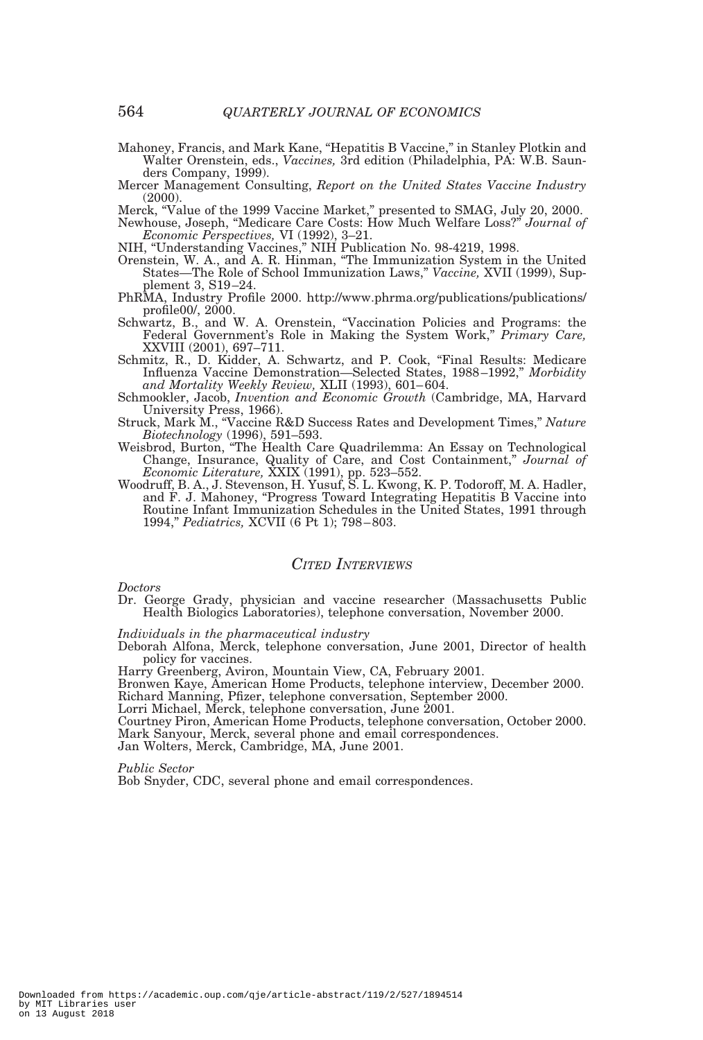Mahoney, Francis, and Mark Kane, "Hepatitis B Vaccine," in Stanley Plotkin and Walter Orenstein, eds., *Vaccines,* 3rd edition (Philadelphia, PA: W.B. Saunders Company, 1999).

Mercer Management Consulting, *Report on the United States Vaccine Industry* (2000).

Merck, "Value of the 1999 Vaccine Market," presented to SMAG, July 20, 2000.

Newhouse, Joseph, "Medicare Care Costs: How Much Welfare Loss?" *Journal of Economic Perspectives,* VI (1992), 3–21.

NIH, "Understanding Vaccines," NIH Publication No. 98-4219, 1998.

Orenstein, W. A., and A. R. Hinman, "The Immunization System in the United States—The Role of School Immunization Laws," *Vaccine,* XVII (1999), Supplement 3, S19–24.

PhRMA, Industry Profile 2000. http://www.phrma.org/publications/publications/profile00/, 2000.

Schwartz, B., and W. A. Orenstein, "Vaccination Policies and Programs: the Federal Government's Role in Making the System Work," *Primary Care,* XXVIII (2001), 697–711.

Schmitz, R., D. Kidder, A. Schwartz, and P. Cook, "Final Results: Medicare Influenza Vaccine Demonstration—Selected States, 1988–1992," *Morbidity and Mortality Weekly Review,* XLII (1993), 601–604.

Schmookler, Jacob, *Invention and Economic Growth* (Cambridge, MA, Harvard University Press, 1966).

Struck, Mark M., "Vaccine R&D Success Rates and Development Times," *Nature Biotechnology* (1996), 591–593.

Weisbrod, Burton, "The Health Care Quadrilemma: An Essay on Technological Change, Insurance, Quality of Care, and Cost Containment," *Journal of Economic Literature,* XXIX (1991), pp. 523–552.

Woodruff, B. A., J. Stevenson, H. Yusuf, S. L. Kwong, K. P. Todoroff, M. A. Hadler, and F. J. Mahoney, "Progress Toward Integrating Hepatitis B Vaccine into Routine Infant Immunization Schedules in the United States, 1991 through 1994," *Pediatrics,* XCVII (6 Pt 1); 798–803.

## *Cited Interviews*

*Doctors*

Dr. George Grady, physician and vaccine researcher (Massachusetts Public Health Biologics Laboratories), telephone conversation, November 2000.

*Individuals in the pharmaceutical industry*

Deborah Alfona, Merck, telephone conversation, June 2001, Director of health policy for vaccines.

Harry Greenberg, Aviron, Mountain View, CA, February 2001.

Bronwen Kaye, American Home Products, telephone interview, December 2000.

Richard Manning, Pfizer, telephone conversation, September 2000.

Lorri Michael, Merck, telephone conversation, June 2001.

Courtney Piron, American Home Products, telephone conversation, October 2000.

Mark Sanyour, Merck, several phone and email correspondences.

Jan Wolters, Merck, Cambridge, MA, June 2001.

*Public Sector*

Bob Snyder, CDC, several phone and email correspondences.